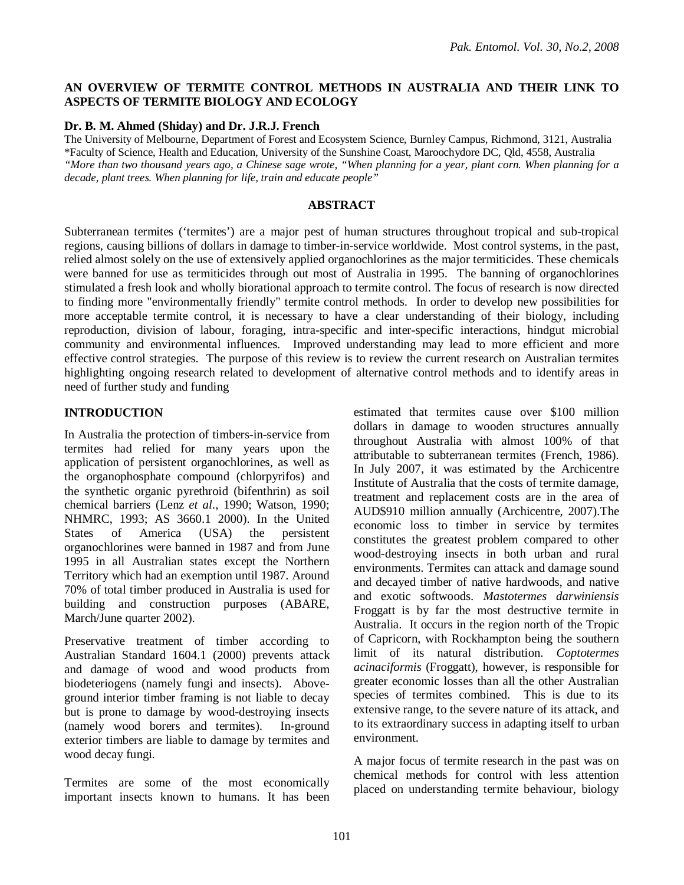# AN OVERVIEW OF TERMITE CONTROL METHODS IN AUSTRALIA AND THEIR LINK TO ASPECTS OF TERMITE BIOLOGY AND ECOLOGY

**Dr. B. M. Ahmed (Shiday) and Dr. J.R.J. French**

The University of Melbourne, Department of Forest and Ecosystem Science, Burnley Campus, Richmond, 3121, Australia
*Faculty of Science, Health and Education, University of the Sunshine Coast, Maroochydore DC, Qld, 4558, Australia

*"More than two thousand years ago, a Chinese sage wrote, "When planning for a year, plant corn. When planning for a decade, plant trees. When planning for life, train and educate people"*

## ABSTRACT

Subterranean termites ('termites') are a major pest of human structures throughout tropical and sub-tropical regions, causing billions of dollars in damage to timber-in-service worldwide. Most control systems, in the past, relied almost solely on the use of extensively applied organochlorines as the major termiticides. These chemicals were banned for use as termiticides through out most of Australia in 1995. The banning of organochlorines stimulated a fresh look and wholly biorational approach to termite control. The focus of research is now directed to finding more "environmentally friendly" termite control methods. In order to develop new possibilities for more acceptable termite control, it is necessary to have a clear understanding of their biology, including reproduction, division of labour, foraging, intra-specific and inter-specific interactions, hindgut microbial community and environmental influences. Improved understanding may lead to more efficient and more effective control strategies. The purpose of this review is to review the current research on Australian termites highlighting ongoing research related to development of alternative control methods and to identify areas in need of further study and funding

## INTRODUCTION

In Australia the protection of timbers-in-service from termites had relied for many years upon the application of persistent organochlorines, as well as the organophosphate compound (chlorpyrifos) and the synthetic organic pyrethroid (bifenthrin) as soil chemical barriers (Lenz *et al*., 1990; Watson, 1990; NHMRC, 1993; AS 3660.1 2000). In the United States of America (USA) the persistent organochlorines were banned in 1987 and from June 1995 in all Australian states except the Northern Territory which had an exemption until 1987. Around 70% of total timber produced in Australia is used for building and construction purposes (ABARE, March/June quarter 2002).

Preservative treatment of timber according to Australian Standard 1604.1 (2000) prevents attack and damage of wood and wood products from biodeteriogens (namely fungi and insects). Above-ground interior timber framing is not liable to decay but is prone to damage by wood-destroying insects (namely wood borers and termites). In-ground exterior timbers are liable to damage by termites and wood decay fungi.

Termites are some of the most economically important insects known to humans. It has been estimated that termites cause over \$100 million dollars in damage to wooden structures annually throughout Australia with almost 100% of that attributable to subterranean termites (French, 1986). In July 2007, it was estimated by the Archicentre Institute of Australia that the costs of termite damage, treatment and replacement costs are in the area of AUD\$910 million annually (Archicentre, 2007).The economic loss to timber in service by termites constitutes the greatest problem compared to other wood-destroying insects in both urban and rural environments. Termites can attack and damage sound and decayed timber of native hardwoods, and native and exotic softwoods. *Mastotermes darwiniensis* Froggatt is by far the most destructive termite in Australia. It occurs in the region north of the Tropic of Capricorn, with Rockhampton being the southern limit of its natural distribution. *Coptotermes acinaciformis* (Froggatt), however, is responsible for greater economic losses than all the other Australian species of termites combined. This is due to its extensive range, to the severe nature of its attack, and to its extraordinary success in adapting itself to urban environment.

A major focus of termite research in the past was on chemical methods for control with less attention placed on understanding termite behaviour, biology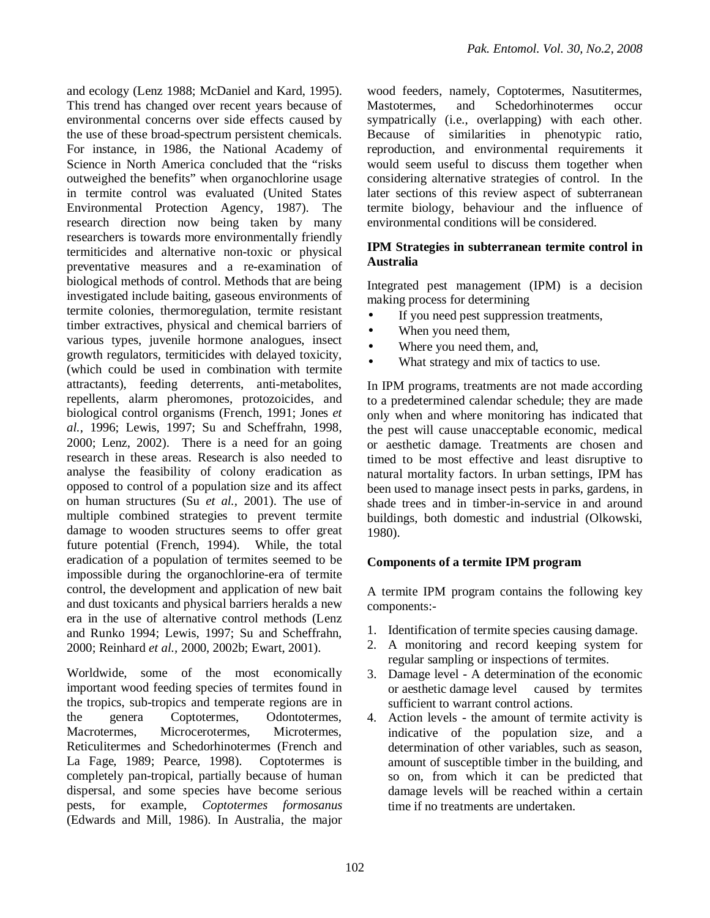and ecology (Lenz 1988; McDaniel and Kard, 1995). This trend has changed over recent years because of environmental concerns over side effects caused by the use of these broad-spectrum persistent chemicals. For instance, in 1986, the National Academy of Science in North America concluded that the "risks outweighed the benefits" when organochlorine usage in termite control was evaluated (United States Environmental Protection Agency, 1987). The research direction now being taken by many researchers is towards more environmentally friendly termiticides and alternative non-toxic or physical preventative measures and a re-examination of biological methods of control. Methods that are being investigated include baiting, gaseous environments of termite colonies, thermoregulation, termite resistant timber extractives, physical and chemical barriers of various types, juvenile hormone analogues, insect growth regulators, termiticides with delayed toxicity, (which could be used in combination with termite attractants), feeding deterrents, anti-metabolites, repellents, alarm pheromones, protozoicides, and biological control organisms (French, 1991; Jones *et al.*, 1996; Lewis, 1997; Su and Scheffrahn, 1998, 2000; Lenz, 2002). There is a need for an going research in these areas. Research is also needed to analyse the feasibility of colony eradication as opposed to control of a population size and its affect on human structures (Su *et al.,* 2001). The use of multiple combined strategies to prevent termite damage to wooden structures seems to offer great future potential (French, 1994). While, the total eradication of a population of termites seemed to be impossible during the organochlorine-era of termite control, the development and application of new bait and dust toxicants and physical barriers heralds a new era in the use of alternative control methods (Lenz and Runko 1994; Lewis, 1997; Su and Scheffrahn, 2000; Reinhard *et al.,* 2000, 2002b; Ewart, 2001).

Worldwide, some of the most economically important wood feeding species of termites found in the tropics, sub-tropics and temperate regions are in the genera Coptotermes, Odontotermes, Macrotermes, Microcerotermes, Microtermes, Reticulitermes and Schedorhinotermes (French and La Fage, 1989; Pearce, 1998). Coptotermes is completely pan-tropical, partially because of human dispersal, and some species have become serious pests, for example, *Coptotermes formosanus* (Edwards and Mill, 1986). In Australia, the major wood feeders, namely, Coptotermes, Nasutitermes, Mastotermes, and Schedorhinotermes occur sympatrically (i.e., overlapping) with each other. Because of similarities in phenotypic ratio, reproduction, and environmental requirements it would seem useful to discuss them together when considering alternative strategies of control. In the later sections of this review aspect of subterranean termite biology, behaviour and the influence of environmental conditions will be considered.

## IPM Strategies in subterranean termite control in Australia

Integrated pest management (IPM) is a decision making process for determining

- If you need pest suppression treatments,
- When you need them,
- Where you need them, and,
- What strategy and mix of tactics to use.

In IPM programs, treatments are not made according to a predetermined calendar schedule; they are made only when and where monitoring has indicated that the pest will cause unacceptable economic, medical or aesthetic damage. Treatments are chosen and timed to be most effective and least disruptive to natural mortality factors. In urban settings, IPM has been used to manage insect pests in parks, gardens, in shade trees and in timber-in-service in and around buildings, both domestic and industrial (Olkowski, 1980).

## Components of a termite IPM program

A termite IPM program contains the following key components:-

1. Identification of termite species causing damage.
2. A monitoring and record keeping system for regular sampling or inspections of termites.
3. Damage level - A determination of the economic or aesthetic damage level caused by termites sufficient to warrant control actions.
4. Action levels - the amount of termite activity is indicative of the population size, and a determination of other variables, such as season, amount of susceptible timber in the building, and so on, from which it can be predicted that damage levels will be reached within a certain time if no treatments are undertaken.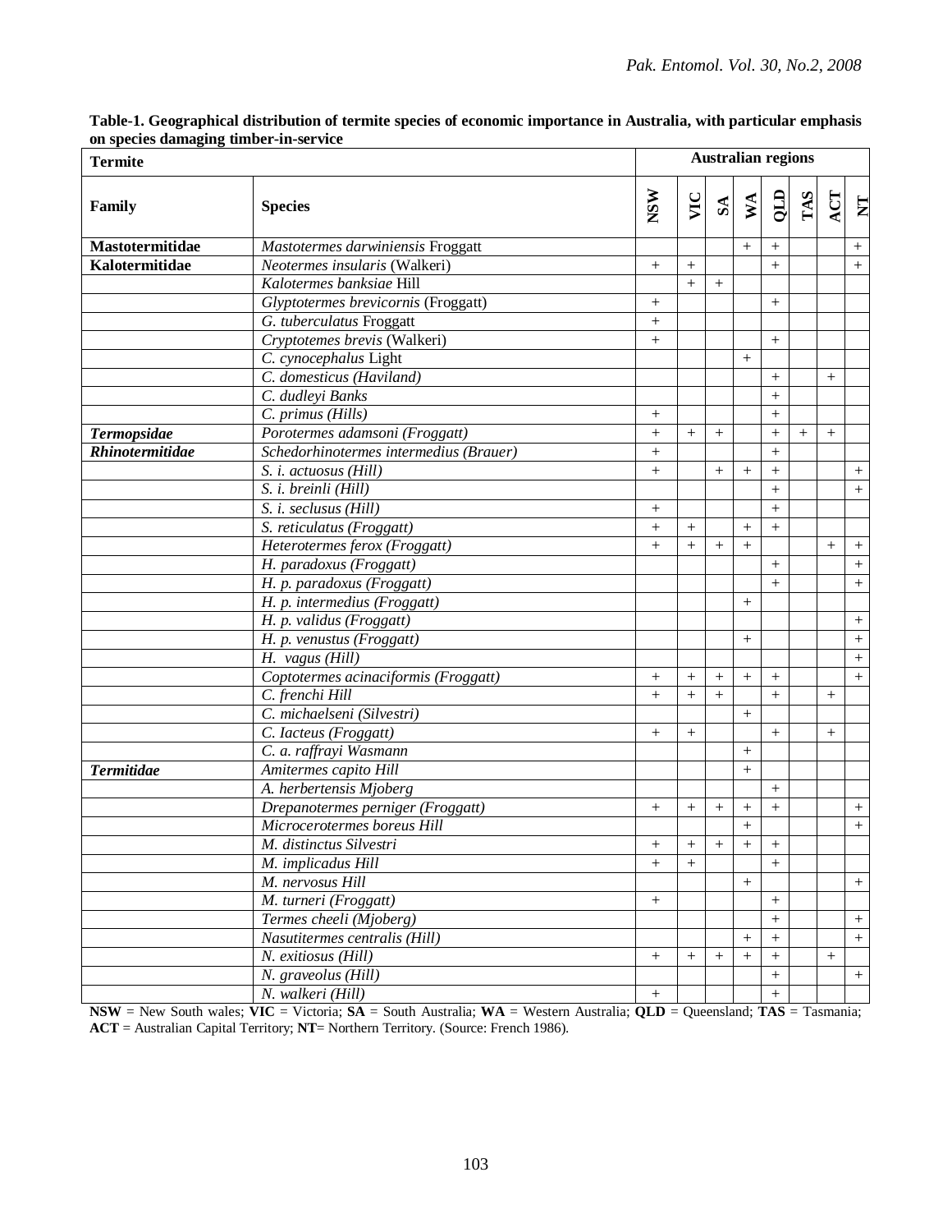**Table-1. Geographical distribution of termite species of economic importance in Australia, with particular emphasis on species damaging timber-in-service**

| Termite | | Australian regions | | | | | | | |
|---|---|---|---|---|---|---|---|---|---|
| **Family** | **Species** | **NSW** | **VIC** | **SA** | **WA** | **QLD** | **TAS** | **ACT** | **NT** |
| **Mastotermitidae** | *Mastotermes darwiniensis* Froggatt | | | | + | + | | | + |
| **Kalotermitidae** | *Neotermes insularis* (Walkeri) | + | + | | | + | | | + |
| | *Kalotermes banksiae* Hill | | + | + | | | | | |
| | *Glyptotermes brevicornis* (Froggatt) | + | | | | + | | | |
| | *G. tuberculatus* Froggatt | + | | | | | | | |
| | *Cryptotemes brevis* (Walkeri) | + | | | | + | | | |
| | *C. cynocephalus* Light | | | | + | | | | |
| | *C. domesticus (Haviland)* | | | | | + | | + | |
| | *C. dudleyi Banks* | | | | | + | | | |
| | *C. primus (Hills)* | + | | | | + | | | |
| ***Termopsidae*** | *Porotermes adamsoni (Froggatt)* | + | + | + | | + | + | + | |
| ***Rhinotermitidae*** | *Schedorhinotermes intermedius (Brauer)* | + | | | | + | | | |
| | *S. i. actuosus (Hill)* | + | | + | + | + | | | + |
| | *S. i. breinli (Hill)* | | | | | + | | | + |
| | *S. i. seclusus (Hill)* | + | | | | + | | | |
| | *S. reticulatus (Froggatt)* | + | + | | + | + | | | |
| | *Heterotermes ferox (Froggatt)* | + | + | + | + | | | + | + |
| | *H. paradoxus (Froggatt)* | | | | | + | | | + |
| | *H. p. paradoxus (Froggatt)* | | | | | + | | | + |
| | *H. p. intermedius (Froggatt)* | | | | + | | | | |
| | *H. p. validus (Froggatt)* | | | | | | | | + |
| | *H. p. venustus (Froggatt)* | | | | + | | | | + |
| | *H. vagus (Hill)* | | | | | | | | + |
| | *Coptotermes acinaciformis (Froggatt)* | + | + | + | + | + | | | + |
| | *C. frenchi Hill* | + | + | + | | + | | + | |
| | *C. michaelseni (Silvestri)* | | | | + | | | | |
| | *C. Iacteus (Froggatt)* | + | + | | | + | | + | |
| | *C. a. raffrayi Wasmann* | | | | + | | | | |
| ***Termitidae*** | *Amitermes capito Hill* | | | | + | | | | |
| | *A. herbertensis Mjoberg* | | | | | + | | | |
| | *Drepanotermes perniger (Froggatt)* | + | + | + | + | + | | | + |
| | *Microcerotermes boreus Hill* | | | | + | | | | + |
| | *M. distinctus Silvestri* | + | + | + | + | + | | | |
| | *M. implicadus Hill* | + | + | | | + | | | |
| | *M. nervosus Hill* | | | | + | | | | + |
| | *M. turneri (Froggatt)* | + | | | | + | | | |
| | *Termes cheeli (Mjoberg)* | | | | | + | | | + |
| | *Nasutitermes centralis (Hill)* | | | | + | + | | | + |
| | *N. exitiosus (Hill)* | + | + | + | + | + | | + | |
| | *N. graveolus (Hill)* | | | | | + | | | + |
| | *N. walkeri (Hill)* | + | | | | + | | | |

**NSW** = New South wales; **VIC** = Victoria; **SA** = South Australia; **WA** = Western Australia; **QLD** = Queensland; **TAS** = Tasmania; **ACT** = Australian Capital Territory; **NT**= Northern Territory. (Source: French 1986).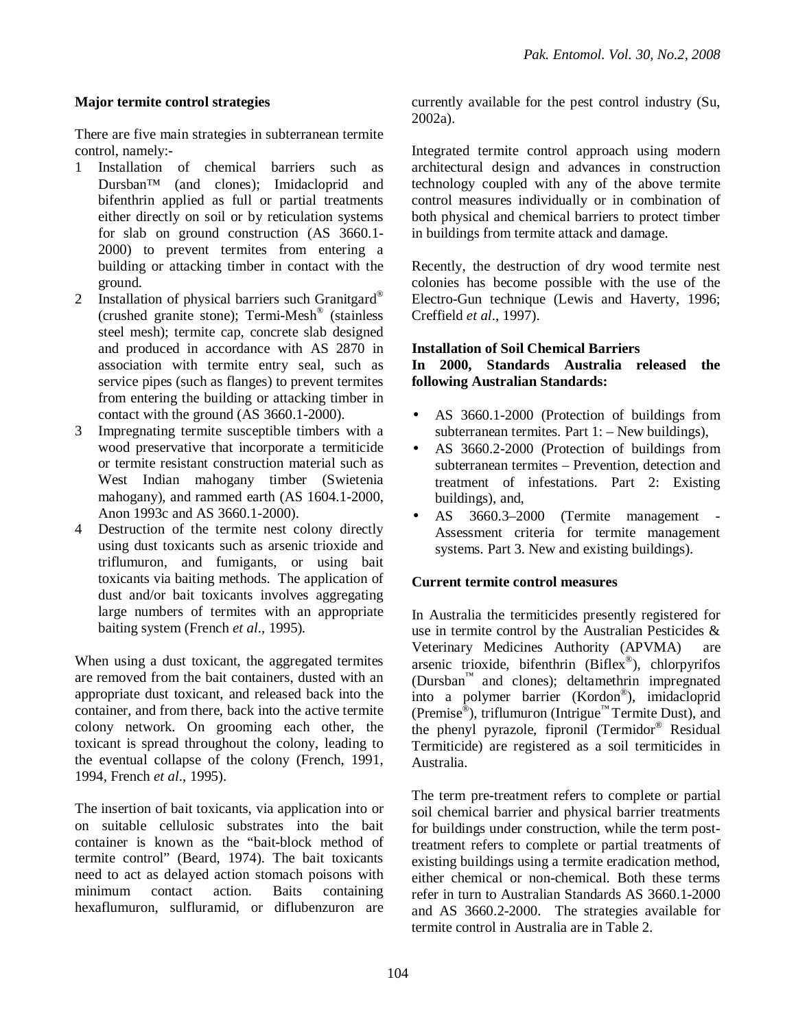## Major termite control strategies

There are five main strategies in subterranean termite control, namely:-

1. Installation of chemical barriers such as Dursban™ (and clones); Imidacloprid and bifenthrin applied as full or partial treatments either directly on soil or by reticulation systems for slab on ground construction (AS 3660.1-2000) to prevent termites from entering a building or attacking timber in contact with the ground.
2. Installation of physical barriers such Granitgard® (crushed granite stone); Termi-Mesh® (stainless steel mesh); termite cap, concrete slab designed and produced in accordance with AS 2870 in association with termite entry seal, such as service pipes (such as flanges) to prevent termites from entering the building or attacking timber in contact with the ground (AS 3660.1-2000).
3. Impregnating termite susceptible timbers with a wood preservative that incorporate a termiticide or termite resistant construction material such as West Indian mahogany timber (Swietenia mahogany), and rammed earth (AS 1604.1-2000, Anon 1993c and AS 3660.1-2000).
4. Destruction of the termite nest colony directly using dust toxicants such as arsenic trioxide and triflumuron, and fumigants, or using bait toxicants via baiting methods. The application of dust and/or bait toxicants involves aggregating large numbers of termites with an appropriate baiting system (French *et al*., 1995).

When using a dust toxicant, the aggregated termites are removed from the bait containers, dusted with an appropriate dust toxicant, and released back into the container, and from there, back into the active termite colony network. On grooming each other, the toxicant is spread throughout the colony, leading to the eventual collapse of the colony (French, 1991, 1994, French *et al*., 1995).

The insertion of bait toxicants, via application into or on suitable cellulosic substrates into the bait container is known as the "bait-block method of termite control" (Beard, 1974). The bait toxicants need to act as delayed action stomach poisons with minimum contact action. Baits containing hexaflumuron, sulfluramid, or diflubenzuron are currently available for the pest control industry (Su, 2002a).

Integrated termite control approach using modern architectural design and advances in construction technology coupled with any of the above termite control measures individually or in combination of both physical and chemical barriers to protect timber in buildings from termite attack and damage.

Recently, the destruction of dry wood termite nest colonies has become possible with the use of the Electro-Gun technique (Lewis and Haverty, 1996; Creffield *et al*., 1997).

## Installation of Soil Chemical Barriers

**In 2000, Standards Australia released the following Australian Standards:**

- AS 3660.1-2000 (Protection of buildings from subterranean termites. Part 1: – New buildings),
- AS 3660.2-2000 (Protection of buildings from subterranean termites – Prevention, detection and treatment of infestations. Part 2: Existing buildings), and,
- AS 3660.3–2000 (Termite management - Assessment criteria for termite management systems. Part 3. New and existing buildings).

## Current termite control measures

In Australia the termiticides presently registered for use in termite control by the Australian Pesticides & Veterinary Medicines Authority (APVMA) are arsenic trioxide, bifenthrin (Biflex®), chlorpyrifos (Dursban™ and clones); deltamethrin impregnated into a polymer barrier (Kordon®), imidacloprid (Premise®), triflumuron (Intrigue™ Termite Dust), and the phenyl pyrazole, fipronil (Termidor® Residual Termiticide) are registered as a soil termiticides in Australia.

The term pre-treatment refers to complete or partial soil chemical barrier and physical barrier treatments for buildings under construction, while the term post-treatment refers to complete or partial treatments of existing buildings using a termite eradication method, either chemical or non-chemical. Both these terms refer in turn to Australian Standards AS 3660.1-2000 and AS 3660.2-2000. The strategies available for termite control in Australia are in Table 2.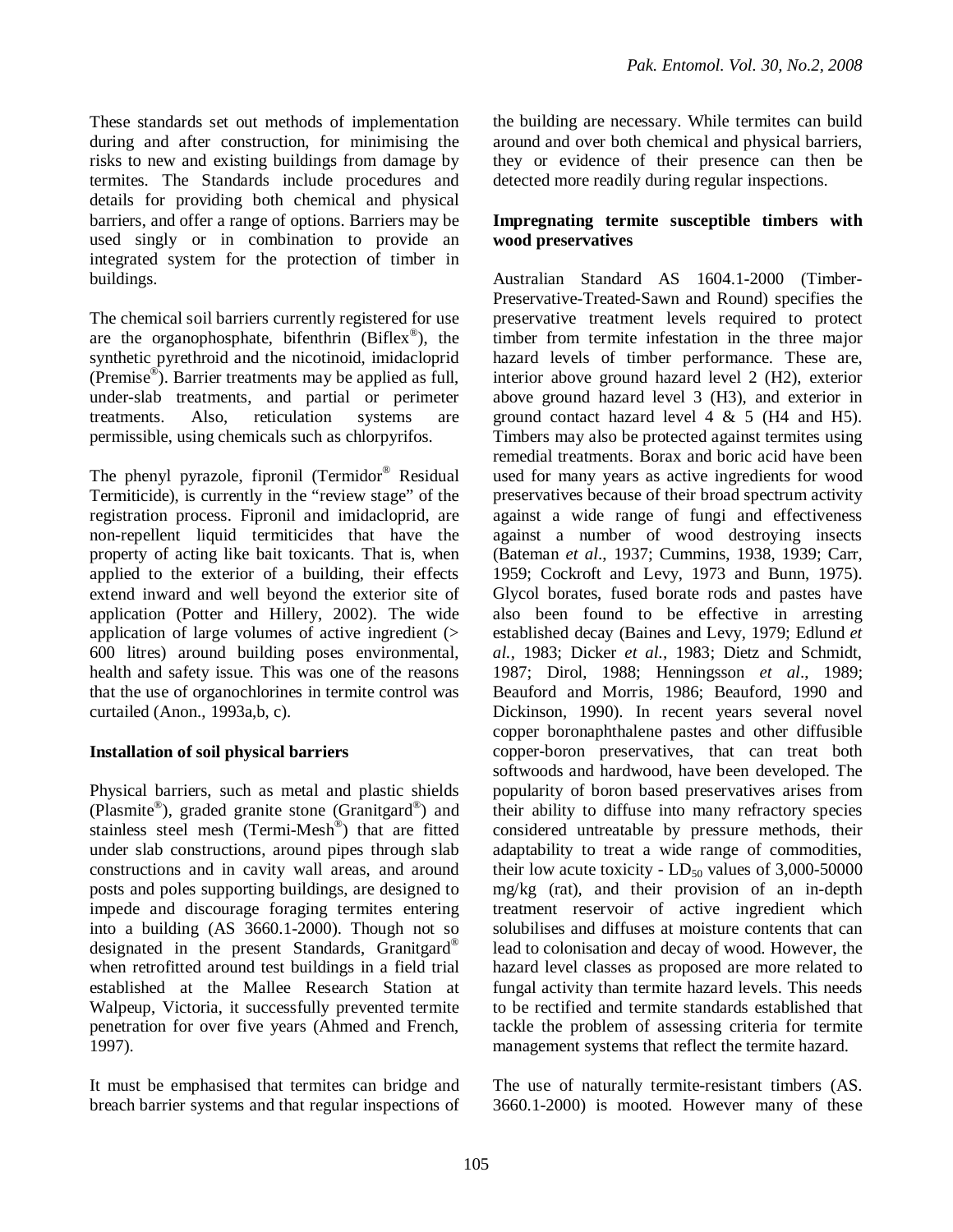These standards set out methods of implementation during and after construction, for minimising the risks to new and existing buildings from damage by termites. The Standards include procedures and details for providing both chemical and physical barriers, and offer a range of options. Barriers may be used singly or in combination to provide an integrated system for the protection of timber in buildings.

The chemical soil barriers currently registered for use are the organophosphate, bifenthrin (Biflex®), the synthetic pyrethroid and the nicotinoid, imidacloprid (Premise®). Barrier treatments may be applied as full, under-slab treatments, and partial or perimeter treatments. Also, reticulation systems are permissible, using chemicals such as chlorpyrifos.

The phenyl pyrazole, fipronil (Termidor® Residual Termiticide), is currently in the "review stage" of the registration process. Fipronil and imidacloprid, are non-repellent liquid termiticides that have the property of acting like bait toxicants. That is, when applied to the exterior of a building, their effects extend inward and well beyond the exterior site of application (Potter and Hillery, 2002). The wide application of large volumes of active ingredient (> 600 litres) around building poses environmental, health and safety issue. This was one of the reasons that the use of organochlorines in termite control was curtailed (Anon., 1993a,b, c).

**Installation of soil physical barriers**

Physical barriers, such as metal and plastic shields (Plasmite®), graded granite stone (Granitgard®) and stainless steel mesh (Termi-Mesh®) that are fitted under slab constructions, around pipes through slab constructions and in cavity wall areas, and around posts and poles supporting buildings, are designed to impede and discourage foraging termites entering into a building (AS 3660.1-2000). Though not so designated in the present Standards, Granitgard® when retrofitted around test buildings in a field trial established at the Mallee Research Station at Walpeup, Victoria, it successfully prevented termite penetration for over five years (Ahmed and French, 1997).

It must be emphasised that termites can bridge and breach barrier systems and that regular inspections of the building are necessary. While termites can build around and over both chemical and physical barriers, they or evidence of their presence can then be detected more readily during regular inspections.

**Impregnating termite susceptible timbers with wood preservatives**

Australian Standard AS 1604.1-2000 (Timber-Preservative-Treated-Sawn and Round) specifies the preservative treatment levels required to protect timber from termite infestation in the three major hazard levels of timber performance. These are, interior above ground hazard level 2 (H2), exterior above ground hazard level 3 (H3), and exterior in ground contact hazard level 4 & 5 (H4 and H5). Timbers may also be protected against termites using remedial treatments. Borax and boric acid have been used for many years as active ingredients for wood preservatives because of their broad spectrum activity against a wide range of fungi and effectiveness against a number of wood destroying insects (Bateman *et al*., 1937; Cummins, 1938, 1939; Carr, 1959; Cockroft and Levy, 1973 and Bunn, 1975). Glycol borates, fused borate rods and pastes have also been found to be effective in arresting established decay (Baines and Levy, 1979; Edlund *et al.*, 1983; Dicker *et al.,* 1983; Dietz and Schmidt, 1987; Dirol, 1988; Henningsson *et al*., 1989; Beauford and Morris, 1986; Beauford, 1990 and Dickinson, 1990). In recent years several novel copper boronaphthalene pastes and other diffusible copper-boron preservatives, that can treat both softwoods and hardwood, have been developed. The popularity of boron based preservatives arises from their ability to diffuse into many refractory species considered untreatable by pressure methods, their adaptability to treat a wide range of commodities, their low acute toxicity - $LD_{50}$ values of 3,000-50000 mg/kg (rat), and their provision of an in-depth treatment reservoir of active ingredient which solubilises and diffuses at moisture contents that can lead to colonisation and decay of wood. However, the hazard level classes as proposed are more related to fungal activity than termite hazard levels. This needs to be rectified and termite standards established that tackle the problem of assessing criteria for termite management systems that reflect the termite hazard.

The use of naturally termite-resistant timbers (AS. 3660.1-2000) is mooted. However many of these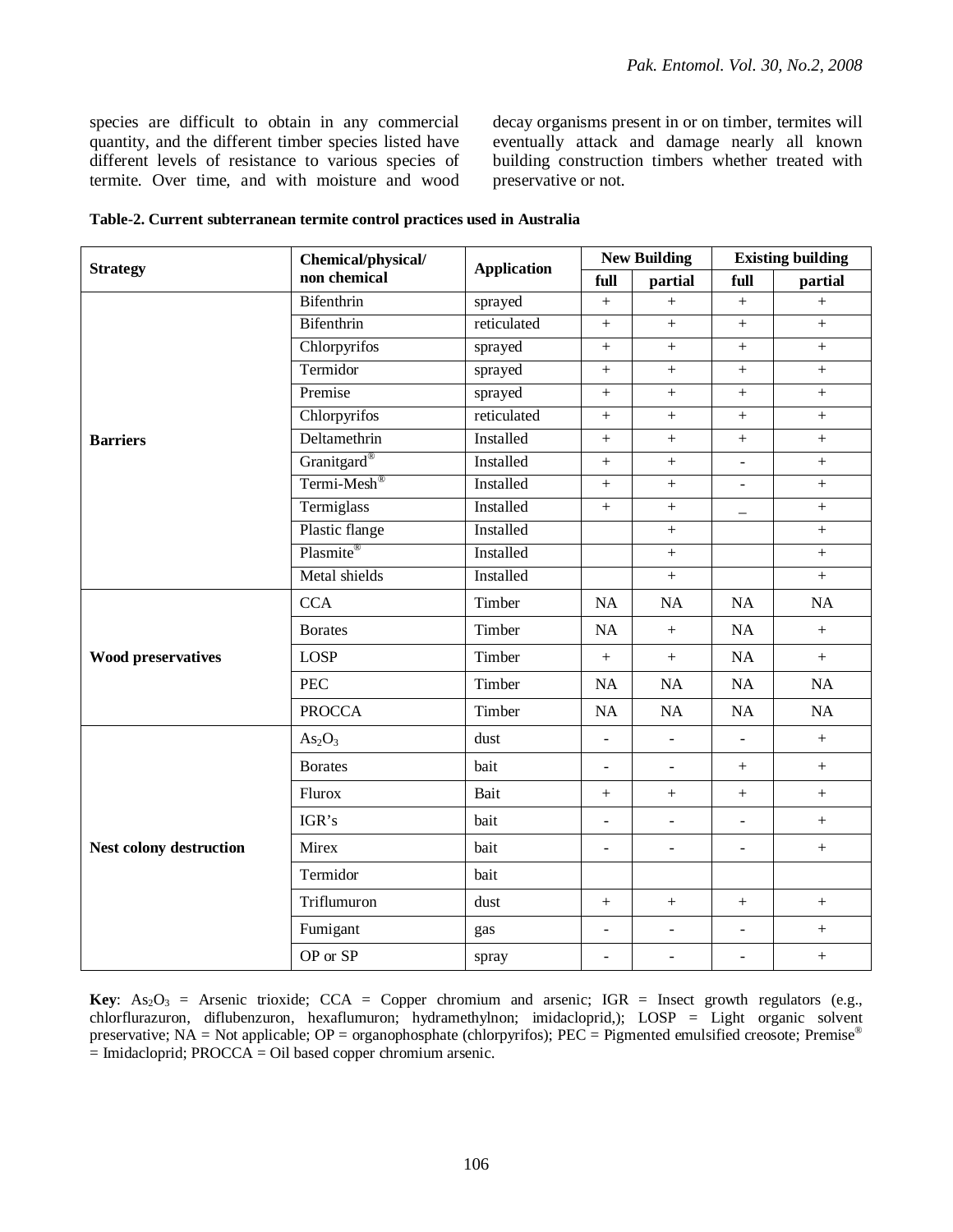species are difficult to obtain in any commercial quantity, and the different timber species listed have different levels of resistance to various species of termite. Over time, and with moisture and wood decay organisms present in or on timber, termites will eventually attack and damage nearly all known building construction timbers whether treated with preservative or not.

**Table-2. Current subterranean termite control practices used in Australia**

| Strategy | Chemical/physical/ non chemical | Application | New Building | | Existing building | |
|---|---|---|---|---|---|---|
| | | | full | partial | full | partial |
| **Barriers** | Bifenthrin | sprayed | + | + | + | + |
| | Bifenthrin | reticulated | + | + | + | + |
| | Chlorpyrifos | sprayed | + | + | + | + |
| | Termidor | sprayed | + | + | + | + |
| | Premise | sprayed | + | + | + | + |
| | Chlorpyrifos | reticulated | + | + | + | + |
| | Deltamethrin | Installed | + | + | + | + |
| | Granitgard® | Installed | + | + | - | + |
| | Termi-Mesh® | Installed | + | + | - | + |
| | Termiglass | Installed | + | + | _ | + |
| | Plastic flange | Installed | | + | | + |
| | Plasmite® | Installed | | + | | + |
| | Metal shields | Installed | | + | | + |
| **Wood preservatives** | CCA | Timber | NA | NA | NA | NA |
| | Borates | Timber | NA | + | NA | + |
| | LOSP | Timber | + | + | NA | + |
| | PEC | Timber | NA | NA | NA | NA |
| | PROCCA | Timber | NA | NA | NA | NA |
| **Nest colony destruction** | $As_2O_3$ | dust | - | - | - | + |
| | Borates | bait | - | - | + | + |
| | Flurox | Bait | + | + | + | + |
| | IGR's | bait | - | - | - | + |
| | Mirex | bait | - | - | - | + |
| | Termidor | bait | | | | |
| | Triflumuron | dust | + | + | + | + |
| | Fumigant | gas | - | - | - | + |
| | OP or SP | spray | - | - | - | + |

**Key**: $As_2O_3$ = Arsenic trioxide; CCA = Copper chromium and arsenic; IGR = Insect growth regulators (e.g., chlorflurazuron, diflubenzuron, hexaflumuron; hydramethylnon; imidacloprid,); LOSP = Light organic solvent preservative; NA = Not applicable; OP = organophosphate (chlorpyrifos); PEC = Pigmented emulsified creosote; Premise® = Imidacloprid; PROCCA = Oil based copper chromium arsenic.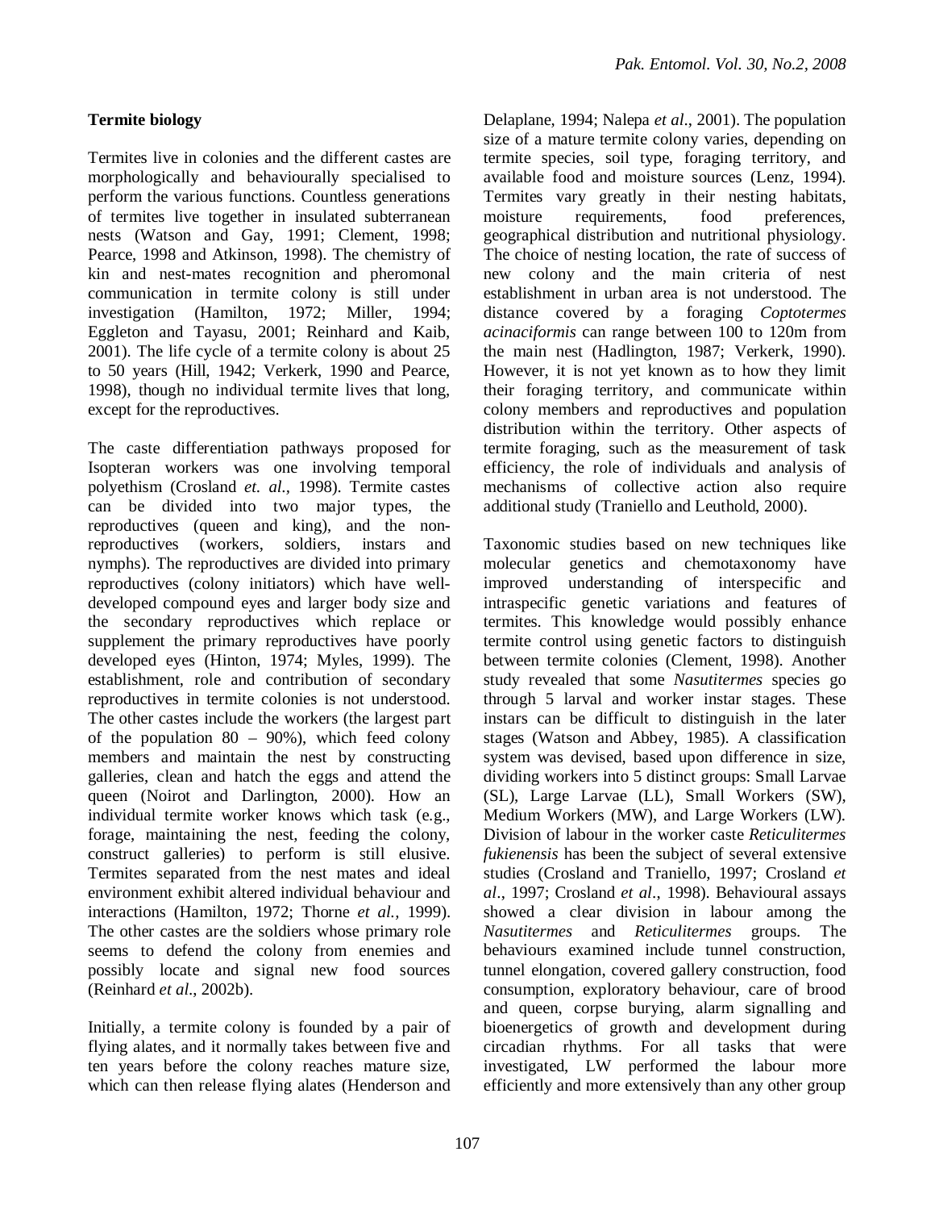**Termite biology**

Termites live in colonies and the different castes are morphologically and behaviourally specialised to perform the various functions. Countless generations of termites live together in insulated subterranean nests (Watson and Gay, 1991; Clement, 1998; Pearce, 1998 and Atkinson, 1998). The chemistry of kin and nest-mates recognition and pheromonal communication in termite colony is still under investigation (Hamilton, 1972; Miller, 1994; Eggleton and Tayasu, 2001; Reinhard and Kaib, 2001). The life cycle of a termite colony is about 25 to 50 years (Hill, 1942; Verkerk, 1990 and Pearce, 1998), though no individual termite lives that long, except for the reproductives.

The caste differentiation pathways proposed for Isopteran workers was one involving temporal polyethism (Crosland *et. al.,* 1998). Termite castes can be divided into two major types, the reproductives (queen and king), and the non-reproductives (workers, soldiers, instars and nymphs). The reproductives are divided into primary reproductives (colony initiators) which have well-developed compound eyes and larger body size and the secondary reproductives which replace or supplement the primary reproductives have poorly developed eyes (Hinton, 1974; Myles, 1999). The establishment, role and contribution of secondary reproductives in termite colonies is not understood. The other castes include the workers (the largest part of the population 80 – 90%), which feed colony members and maintain the nest by constructing galleries, clean and hatch the eggs and attend the queen (Noirot and Darlington, 2000). How an individual termite worker knows which task (e.g., forage, maintaining the nest, feeding the colony, construct galleries) to perform is still elusive. Termites separated from the nest mates and ideal environment exhibit altered individual behaviour and interactions (Hamilton, 1972; Thorne *et al.,* 1999). The other castes are the soldiers whose primary role seems to defend the colony from enemies and possibly locate and signal new food sources (Reinhard *et al*., 2002b).

Initially, a termite colony is founded by a pair of flying alates, and it normally takes between five and ten years before the colony reaches mature size, which can then release flying alates (Henderson and Delaplane, 1994; Nalepa *et al*., 2001). The population size of a mature termite colony varies, depending on termite species, soil type, foraging territory, and available food and moisture sources (Lenz, 1994). Termites vary greatly in their nesting habitats, moisture requirements, food preferences, geographical distribution and nutritional physiology. The choice of nesting location, the rate of success of new colony and the main criteria of nest establishment in urban area is not understood. The distance covered by a foraging *Coptotermes acinaciformis* can range between 100 to 120m from the main nest (Hadlington, 1987; Verkerk, 1990). However, it is not yet known as to how they limit their foraging territory, and communicate within colony members and reproductives and population distribution within the territory. Other aspects of termite foraging, such as the measurement of task efficiency, the role of individuals and analysis of mechanisms of collective action also require additional study (Traniello and Leuthold, 2000).

Taxonomic studies based on new techniques like molecular genetics and chemotaxonomy have improved understanding of interspecific and intraspecific genetic variations and features of termites. This knowledge would possibly enhance termite control using genetic factors to distinguish between termite colonies (Clement, 1998). Another study revealed that some *Nasutitermes* species go through 5 larval and worker instar stages. These instars can be difficult to distinguish in the later stages (Watson and Abbey, 1985). A classification system was devised, based upon difference in size, dividing workers into 5 distinct groups: Small Larvae (SL), Large Larvae (LL), Small Workers (SW), Medium Workers (MW), and Large Workers (LW). Division of labour in the worker caste *Reticulitermes fukienensis* has been the subject of several extensive studies (Crosland and Traniello, 1997; Crosland *et al*., 1997; Crosland *et al*., 1998). Behavioural assays showed a clear division in labour among the *Nasutitermes* and *Reticulitermes* groups. The behaviours examined include tunnel construction, tunnel elongation, covered gallery construction, food consumption, exploratory behaviour, care of brood and queen, corpse burying, alarm signalling and bioenergetics of growth and development during circadian rhythms. For all tasks that were investigated, LW performed the labour more efficiently and more extensively than any other group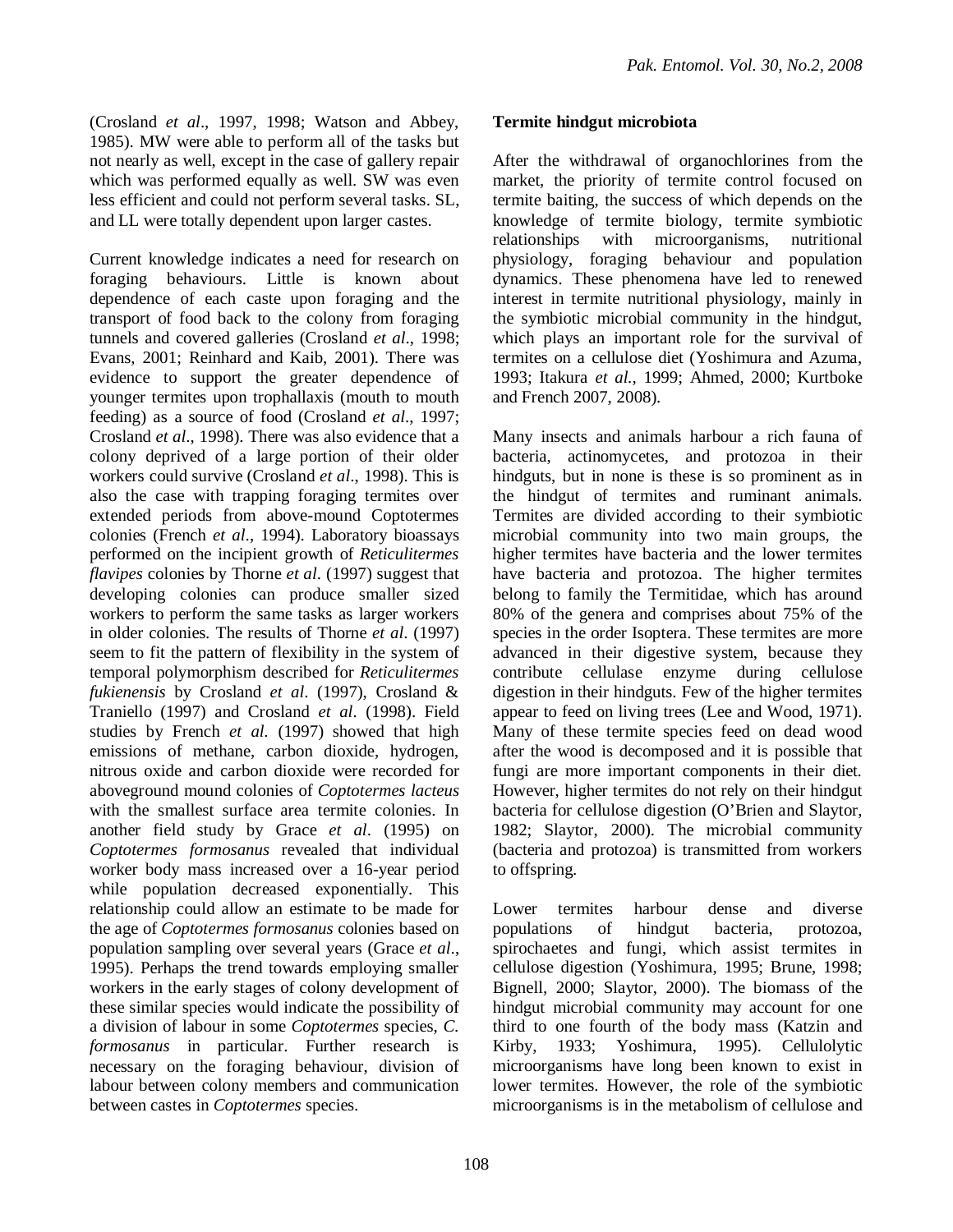(Crosland *et al*., 1997, 1998; Watson and Abbey, 1985). MW were able to perform all of the tasks but not nearly as well, except in the case of gallery repair which was performed equally as well. SW was even less efficient and could not perform several tasks. SL, and LL were totally dependent upon larger castes.

Current knowledge indicates a need for research on foraging behaviours. Little is known about dependence of each caste upon foraging and the transport of food back to the colony from foraging tunnels and covered galleries (Crosland *et al*., 1998; Evans, 2001; Reinhard and Kaib, 2001). There was evidence to support the greater dependence of younger termites upon trophallaxis (mouth to mouth feeding) as a source of food (Crosland *et al*., 1997; Crosland *et al*., 1998). There was also evidence that a colony deprived of a large portion of their older workers could survive (Crosland *et al*., 1998). This is also the case with trapping foraging termites over extended periods from above-mound Coptotermes colonies (French *et al*., 1994). Laboratory bioassays performed on the incipient growth of *Reticulitermes flavipes* colonies by Thorne *et al*. (1997) suggest that developing colonies can produce smaller sized workers to perform the same tasks as larger workers in older colonies. The results of Thorne *et al*. (1997) seem to fit the pattern of flexibility in the system of temporal polymorphism described for *Reticulitermes fukienensis* by Crosland *et al*. (1997), Crosland & Traniello (1997) and Crosland *et al*. (1998). Field studies by French *et al*. (1997) showed that high emissions of methane, carbon dioxide, hydrogen, nitrous oxide and carbon dioxide were recorded for aboveground mound colonies of *Coptotermes lacteus* with the smallest surface area termite colonies. In another field study by Grace *et al*. (1995) on *Coptotermes formosanus* revealed that individual worker body mass increased over a 16-year period while population decreased exponentially. This relationship could allow an estimate to be made for the age of *Coptotermes formosanus* colonies based on population sampling over several years (Grace *et al*., 1995). Perhaps the trend towards employing smaller workers in the early stages of colony development of these similar species would indicate the possibility of a division of labour in some *Coptotermes* species, *C. formosanus* in particular. Further research is necessary on the foraging behaviour, division of labour between colony members and communication between castes in *Coptotermes* species.

**Termite hindgut microbiota**

After the withdrawal of organochlorines from the market, the priority of termite control focused on termite baiting, the success of which depends on the knowledge of termite biology, termite symbiotic relationships with microorganisms, nutritional physiology, foraging behaviour and population dynamics. These phenomena have led to renewed interest in termite nutritional physiology, mainly in the symbiotic microbial community in the hindgut, which plays an important role for the survival of termites on a cellulose diet (Yoshimura and Azuma, 1993; Itakura *et al.*, 1999; Ahmed, 2000; Kurtboke and French 2007, 2008).

Many insects and animals harbour a rich fauna of bacteria, actinomycetes, and protozoa in their hindguts, but in none is these is so prominent as in the hindgut of termites and ruminant animals. Termites are divided according to their symbiotic microbial community into two main groups, the higher termites have bacteria and the lower termites have bacteria and protozoa. The higher termites belong to family the Termitidae, which has around 80% of the genera and comprises about 75% of the species in the order Isoptera. These termites are more advanced in their digestive system, because they contribute cellulase enzyme during cellulose digestion in their hindguts. Few of the higher termites appear to feed on living trees (Lee and Wood, 1971). Many of these termite species feed on dead wood after the wood is decomposed and it is possible that fungi are more important components in their diet. However, higher termites do not rely on their hindgut bacteria for cellulose digestion (O'Brien and Slaytor, 1982; Slaytor, 2000). The microbial community (bacteria and protozoa) is transmitted from workers to offspring.

Lower termites harbour dense and diverse populations of hindgut bacteria, protozoa, spirochaetes and fungi, which assist termites in cellulose digestion (Yoshimura, 1995; Brune, 1998; Bignell, 2000; Slaytor, 2000). The biomass of the hindgut microbial community may account for one third to one fourth of the body mass (Katzin and Kirby, 1933; Yoshimura, 1995). Cellulolytic microorganisms have long been known to exist in lower termites. However, the role of the symbiotic microorganisms is in the metabolism of cellulose and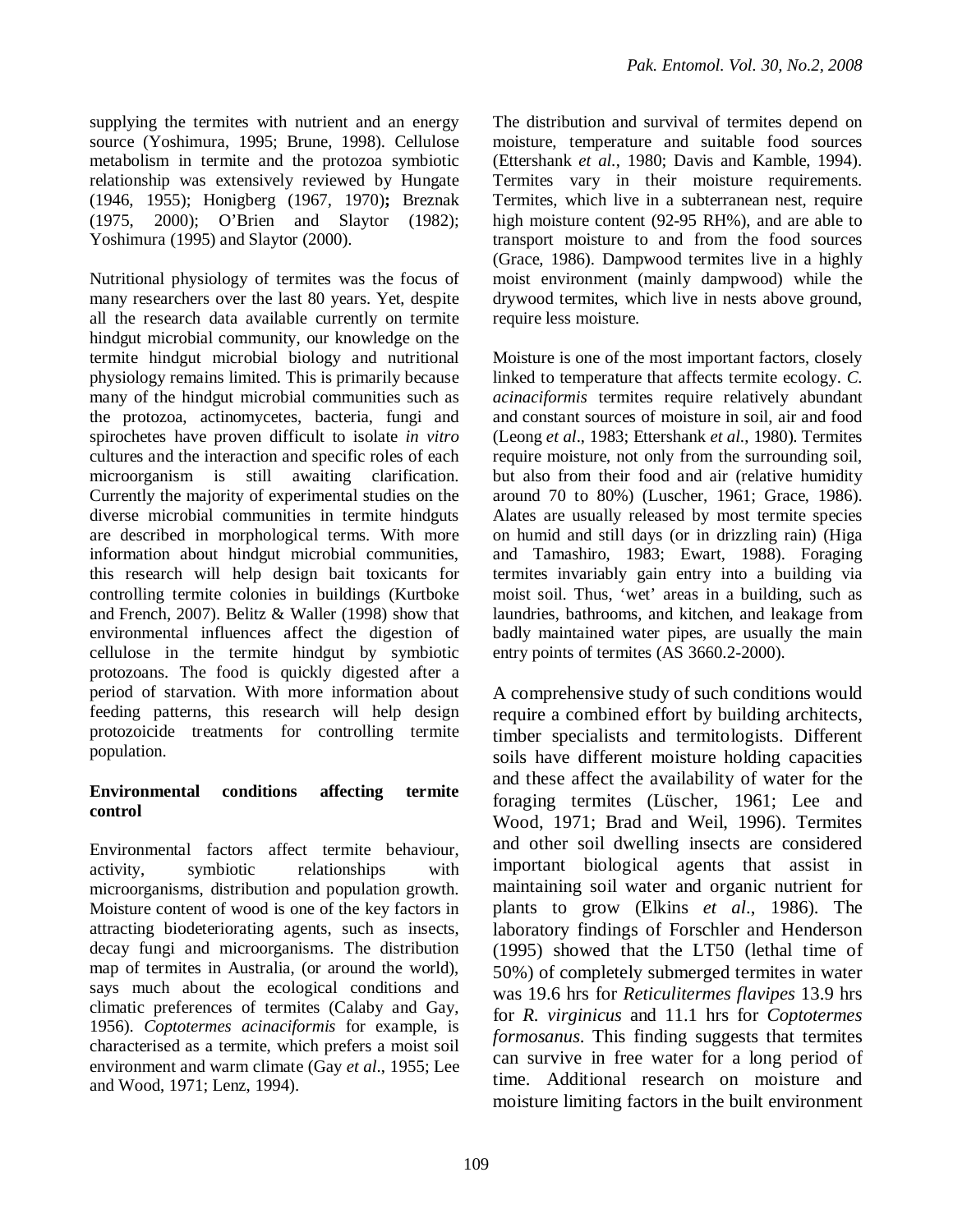supplying the termites with nutrient and an energy source (Yoshimura, 1995; Brune, 1998). Cellulose metabolism in termite and the protozoa symbiotic relationship was extensively reviewed by Hungate (1946, 1955); Honigberg (1967, 1970)**;** Breznak (1975, 2000); O'Brien and Slaytor (1982); Yoshimura (1995) and Slaytor (2000).

Nutritional physiology of termites was the focus of many researchers over the last 80 years. Yet, despite all the research data available currently on termite hindgut microbial community, our knowledge on the termite hindgut microbial biology and nutritional physiology remains limited. This is primarily because many of the hindgut microbial communities such as the protozoa, actinomycetes, bacteria, fungi and spirochetes have proven difficult to isolate *in vitro* cultures and the interaction and specific roles of each microorganism is still awaiting clarification. Currently the majority of experimental studies on the diverse microbial communities in termite hindguts are described in morphological terms. With more information about hindgut microbial communities, this research will help design bait toxicants for controlling termite colonies in buildings (Kurtboke and French, 2007). Belitz & Waller (1998) show that environmental influences affect the digestion of cellulose in the termite hindgut by symbiotic protozoans. The food is quickly digested after a period of starvation. With more information about feeding patterns, this research will help design protozoicide treatments for controlling termite population.

**Environmental conditions affecting termite control**

Environmental factors affect termite behaviour, activity, symbiotic relationships with microorganisms, distribution and population growth. Moisture content of wood is one of the key factors in attracting biodeteriorating agents, such as insects, decay fungi and microorganisms. The distribution map of termites in Australia, (or around the world), says much about the ecological conditions and climatic preferences of termites (Calaby and Gay, 1956). *Coptotermes acinaciformis* for example, is characterised as a termite, which prefers a moist soil environment and warm climate (Gay *et al*., 1955; Lee and Wood, 1971; Lenz, 1994).

The distribution and survival of termites depend on moisture, temperature and suitable food sources (Ettershank *et al.*, 1980; Davis and Kamble, 1994). Termites vary in their moisture requirements. Termites, which live in a subterranean nest, require high moisture content (92-95 RH%), and are able to transport moisture to and from the food sources (Grace, 1986). Dampwood termites live in a highly moist environment (mainly dampwood) while the drywood termites, which live in nests above ground, require less moisture.

Moisture is one of the most important factors, closely linked to temperature that affects termite ecology. *C. acinaciformis* termites require relatively abundant and constant sources of moisture in soil, air and food (Leong *et al*., 1983; Ettershank *et al*., 1980). Termites require moisture, not only from the surrounding soil, but also from their food and air (relative humidity around 70 to 80%) (Luscher, 1961; Grace, 1986). Alates are usually released by most termite species on humid and still days (or in drizzling rain) (Higa and Tamashiro, 1983; Ewart, 1988). Foraging termites invariably gain entry into a building via moist soil. Thus, 'wet' areas in a building, such as laundries, bathrooms, and kitchen, and leakage from badly maintained water pipes, are usually the main entry points of termites (AS 3660.2-2000).

A comprehensive study of such conditions would require a combined effort by building architects, timber specialists and termitologists. Different soils have different moisture holding capacities and these affect the availability of water for the foraging termites (Lüscher, 1961; Lee and Wood, 1971; Brad and Weil, 1996). Termites and other soil dwelling insects are considered important biological agents that assist in maintaining soil water and organic nutrient for plants to grow (Elkins *et al*., 1986). The laboratory findings of Forschler and Henderson (1995) showed that the LT50 (lethal time of 50%) of completely submerged termites in water was 19.6 hrs for *Reticulitermes flavipes* 13.9 hrs for *R. virginicus* and 11.1 hrs for *Coptotermes formosanus*. This finding suggests that termites can survive in free water for a long period of time. Additional research on moisture and moisture limiting factors in the built environment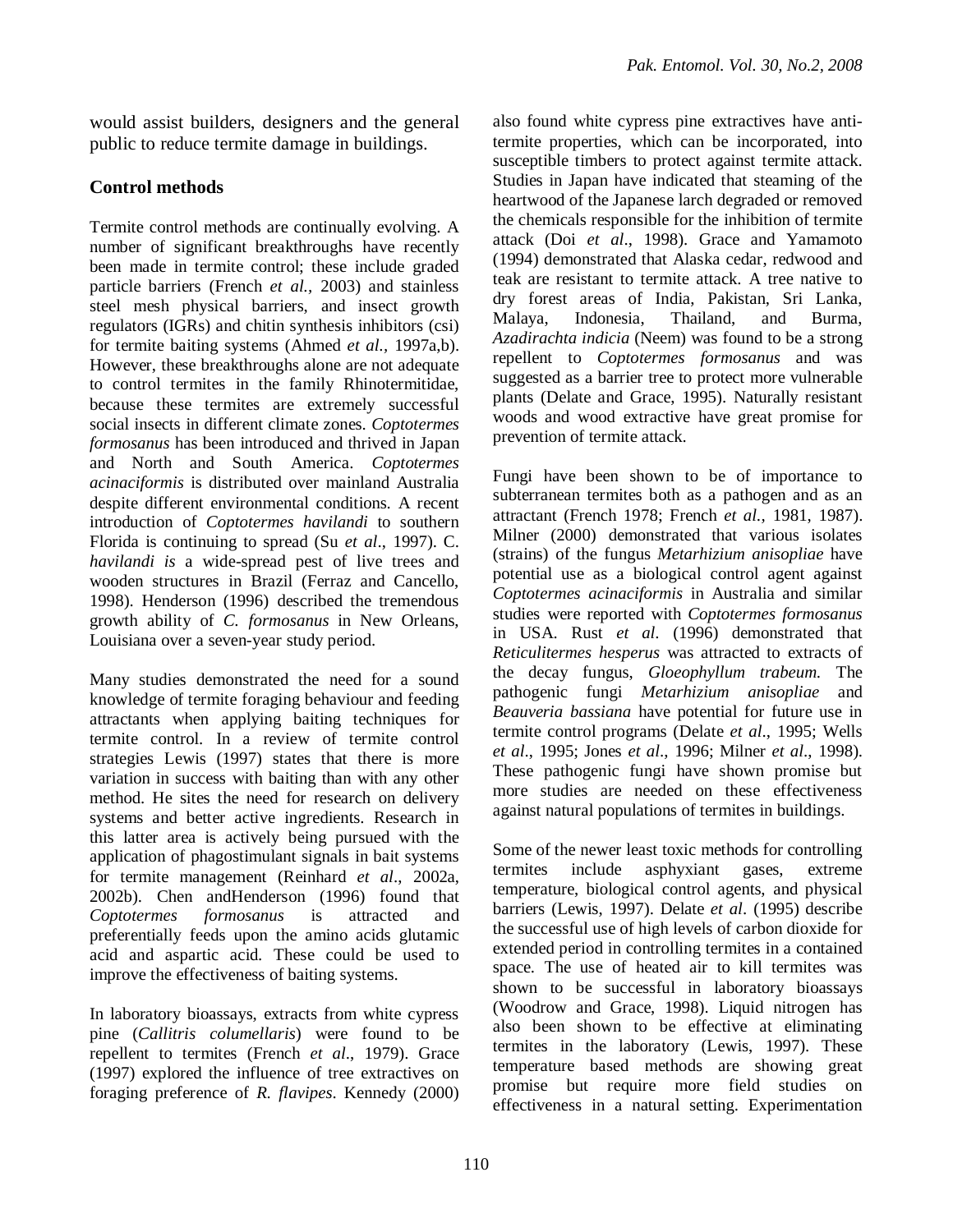would assist builders, designers and the general public to reduce termite damage in buildings.

## Control methods

Termite control methods are continually evolving. A number of significant breakthroughs have recently been made in termite control; these include graded particle barriers (French *et al.,* 2003) and stainless steel mesh physical barriers, and insect growth regulators (IGRs) and chitin synthesis inhibitors (csi) for termite baiting systems (Ahmed *et al.,* 1997a,b). However, these breakthroughs alone are not adequate to control termites in the family Rhinotermitidae, because these termites are extremely successful social insects in different climate zones. *Coptotermes formosanus* has been introduced and thrived in Japan and North and South America. *Coptotermes acinaciformis* is distributed over mainland Australia despite different environmental conditions. A recent introduction of *Coptotermes havilandi* to southern Florida is continuing to spread (Su *et al*., 1997). *C. havilandi is* a wide-spread pest of live trees and wooden structures in Brazil (Ferraz and Cancello, 1998). Henderson (1996) described the tremendous growth ability of *C. formosanus* in New Orleans, Louisiana over a seven-year study period.

Many studies demonstrated the need for a sound knowledge of termite foraging behaviour and feeding attractants when applying baiting techniques for termite control. In a review of termite control strategies Lewis (1997) states that there is more variation in success with baiting than with any other method. He sites the need for research on delivery systems and better active ingredients. Research in this latter area is actively being pursued with the application of phagostimulant signals in bait systems for termite management (Reinhard *et al*., 2002a, 2002b). Chen andHenderson (1996) found that *Coptotermes formosanus* is attracted and preferentially feeds upon the amino acids glutamic acid and aspartic acid. These could be used to improve the effectiveness of baiting systems.

In laboratory bioassays, extracts from white cypress pine (*Callitris columellaris*) were found to be repellent to termites (French *et al*., 1979). Grace (1997) explored the influence of tree extractives on foraging preference of *R. flavipes*. Kennedy (2000) also found white cypress pine extractives have anti-termite properties, which can be incorporated, into susceptible timbers to protect against termite attack. Studies in Japan have indicated that steaming of the heartwood of the Japanese larch degraded or removed the chemicals responsible for the inhibition of termite attack (Doi *et al*., 1998). Grace and Yamamoto (1994) demonstrated that Alaska cedar, redwood and teak are resistant to termite attack. A tree native to dry forest areas of India, Pakistan, Sri Lanka, Malaya, Indonesia, Thailand, and Burma, *Azadirachta indicia* (Neem) was found to be a strong repellent to *Coptotermes formosanus* and was suggested as a barrier tree to protect more vulnerable plants (Delate and Grace, 1995). Naturally resistant woods and wood extractive have great promise for prevention of termite attack.

Fungi have been shown to be of importance to subterranean termites both as a pathogen and as an attractant (French 1978; French *et al.,* 1981, 1987). Milner (2000) demonstrated that various isolates (strains) of the fungus *Metarhizium anisopliae* have potential use as a biological control agent against *Coptotermes acinaciformis* in Australia and similar studies were reported with *Coptotermes formosanus* in USA. Rust *et al*. (1996) demonstrated that *Reticulitermes hesperus* was attracted to extracts of the decay fungus, *Gloeophyllum trabeum.* The pathogenic fungi *Metarhizium anisopliae* and *Beauveria bassiana* have potential for future use in termite control programs (Delate *et al*., 1995; Wells *et al*., 1995; Jones *et al*., 1996; Milner *et al*., 1998). These pathogenic fungi have shown promise but more studies are needed on these effectiveness against natural populations of termites in buildings.

Some of the newer least toxic methods for controlling termites include asphyxiant gases, extreme temperature, biological control agents, and physical barriers (Lewis, 1997). Delate *et al*. (1995) describe the successful use of high levels of carbon dioxide for extended period in controlling termites in a contained space. The use of heated air to kill termites was shown to be successful in laboratory bioassays (Woodrow and Grace, 1998). Liquid nitrogen has also been shown to be effective at eliminating termites in the laboratory (Lewis, 1997). These temperature based methods are showing great promise but require more field studies on effectiveness in a natural setting. Experimentation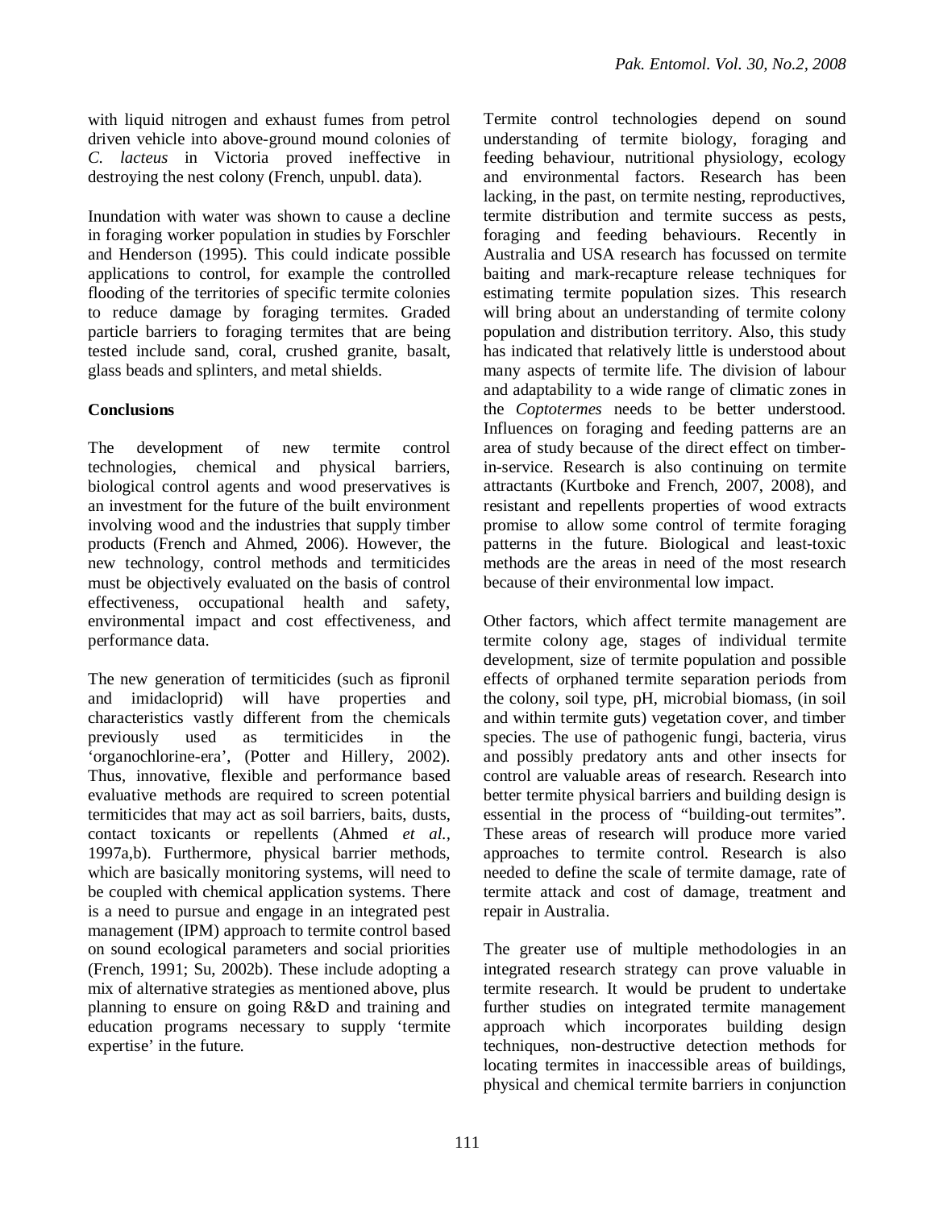with liquid nitrogen and exhaust fumes from petrol driven vehicle into above-ground mound colonies of *C. lacteus* in Victoria proved ineffective in destroying the nest colony (French, unpubl. data).

Inundation with water was shown to cause a decline in foraging worker population in studies by Forschler and Henderson (1995). This could indicate possible applications to control, for example the controlled flooding of the territories of specific termite colonies to reduce damage by foraging termites. Graded particle barriers to foraging termites that are being tested include sand, coral, crushed granite, basalt, glass beads and splinters, and metal shields.

## Conclusions

The development of new termite control technologies, chemical and physical barriers, biological control agents and wood preservatives is an investment for the future of the built environment involving wood and the industries that supply timber products (French and Ahmed, 2006). However, the new technology, control methods and termiticides must be objectively evaluated on the basis of control effectiveness, occupational health and safety, environmental impact and cost effectiveness, and performance data.

The new generation of termiticides (such as fipronil and imidacloprid) will have properties and characteristics vastly different from the chemicals previously used as termiticides in the 'organochlorine-era', (Potter and Hillery, 2002). Thus, innovative, flexible and performance based evaluative methods are required to screen potential termiticides that may act as soil barriers, baits, dusts, contact toxicants or repellents (Ahmed *et al.,* 1997a,b). Furthermore, physical barrier methods, which are basically monitoring systems, will need to be coupled with chemical application systems. There is a need to pursue and engage in an integrated pest management (IPM) approach to termite control based on sound ecological parameters and social priorities (French, 1991; Su, 2002b). These include adopting a mix of alternative strategies as mentioned above, plus planning to ensure on going R&D and training and education programs necessary to supply 'termite expertise' in the future.

Termite control technologies depend on sound understanding of termite biology, foraging and feeding behaviour, nutritional physiology, ecology and environmental factors. Research has been lacking, in the past, on termite nesting, reproductives, termite distribution and termite success as pests, foraging and feeding behaviours. Recently in Australia and USA research has focussed on termite baiting and mark-recapture release techniques for estimating termite population sizes. This research will bring about an understanding of termite colony population and distribution territory. Also, this study has indicated that relatively little is understood about many aspects of termite life. The division of labour and adaptability to a wide range of climatic zones in the *Coptotermes* needs to be better understood. Influences on foraging and feeding patterns are an area of study because of the direct effect on timber-in-service. Research is also continuing on termite attractants (Kurtboke and French, 2007, 2008), and resistant and repellents properties of wood extracts promise to allow some control of termite foraging patterns in the future. Biological and least-toxic methods are the areas in need of the most research because of their environmental low impact.

Other factors, which affect termite management are termite colony age, stages of individual termite development, size of termite population and possible effects of orphaned termite separation periods from the colony, soil type, pH, microbial biomass, (in soil and within termite guts) vegetation cover, and timber species. The use of pathogenic fungi, bacteria, virus and possibly predatory ants and other insects for control are valuable areas of research. Research into better termite physical barriers and building design is essential in the process of "building-out termites". These areas of research will produce more varied approaches to termite control. Research is also needed to define the scale of termite damage, rate of termite attack and cost of damage, treatment and repair in Australia.

The greater use of multiple methodologies in an integrated research strategy can prove valuable in termite research. It would be prudent to undertake further studies on integrated termite management approach which incorporates building design techniques, non-destructive detection methods for locating termites in inaccessible areas of buildings, physical and chemical termite barriers in conjunction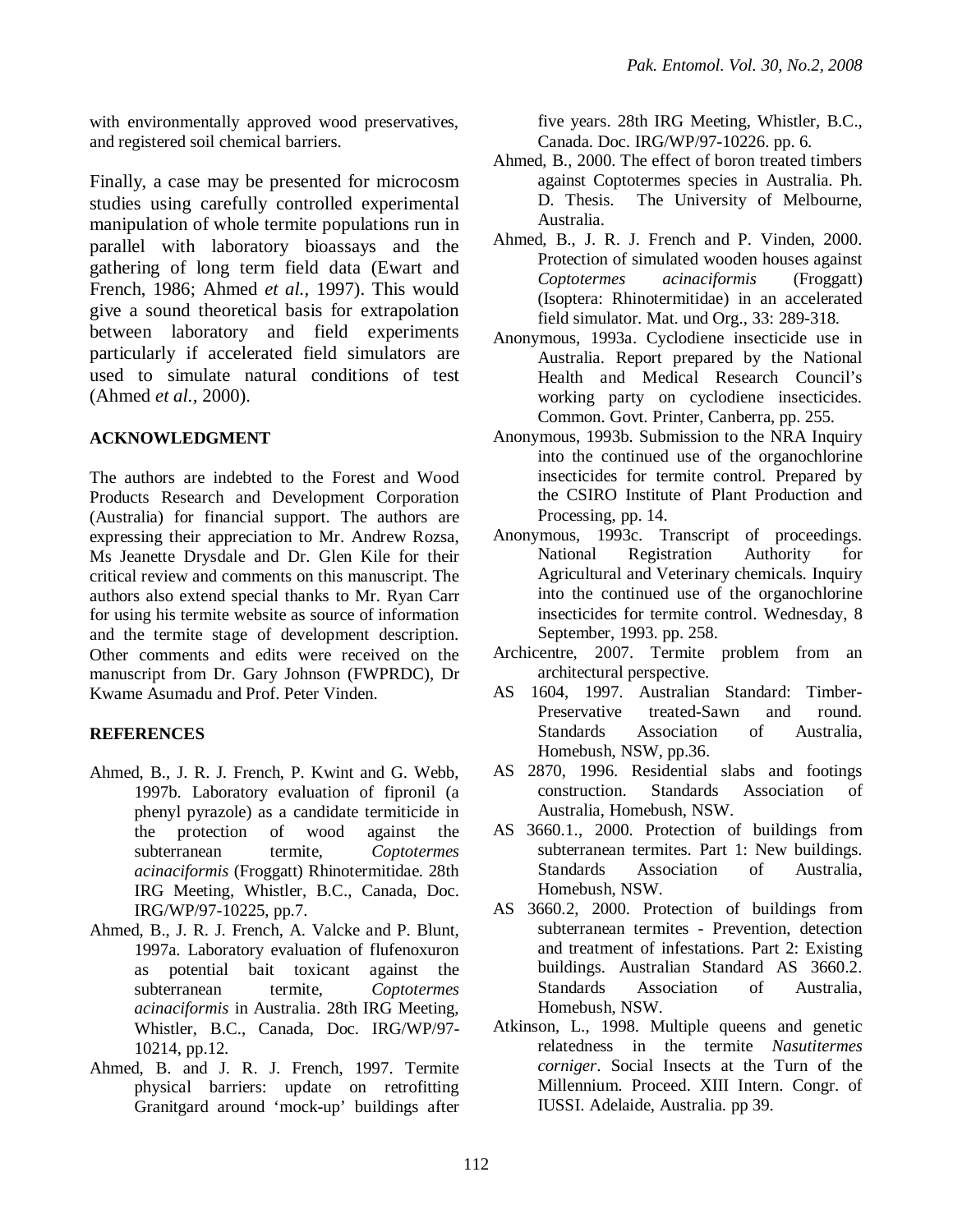with environmentally approved wood preservatives, and registered soil chemical barriers.

Finally, a case may be presented for microcosm studies using carefully controlled experimental manipulation of whole termite populations run in parallel with laboratory bioassays and the gathering of long term field data (Ewart and French, 1986; Ahmed *et al.*, 1997). This would give a sound theoretical basis for extrapolation between laboratory and field experiments particularly if accelerated field simulators are used to simulate natural conditions of test (Ahmed *et al.,* 2000).

## ACKNOWLEDGMENT

The authors are indebted to the Forest and Wood Products Research and Development Corporation (Australia) for financial support. The authors are expressing their appreciation to Mr. Andrew Rozsa, Ms Jeanette Drysdale and Dr. Glen Kile for their critical review and comments on this manuscript. The authors also extend special thanks to Mr. Ryan Carr for using his termite website as source of information and the termite stage of development description. Other comments and edits were received on the manuscript from Dr. Gary Johnson (FWPRDC), Dr Kwame Asumadu and Prof. Peter Vinden.

## REFERENCES

Ahmed, B., J. R. J. French, P. Kwint and G. Webb, 1997b. Laboratory evaluation of fipronil (a phenyl pyrazole) as a candidate termiticide in the protection of wood against the subterranean termite, *Coptotermes acinaciformis* (Froggatt) Rhinotermitidae. 28th IRG Meeting, Whistler, B.C., Canada, Doc. IRG/WP/97-10225, pp.7.

Ahmed, B., J. R. J. French, A. Valcke and P. Blunt, 1997a. Laboratory evaluation of flufenoxuron as potential bait toxicant against the subterranean termite, *Coptotermes acinaciformis* in Australia. 28th IRG Meeting, Whistler, B.C., Canada, Doc. IRG/WP/97-10214, pp.12.

Ahmed, B. and J. R. J. French, 1997. Termite physical barriers: update on retrofitting Granitgard around 'mock-up' buildings after five years. 28th IRG Meeting, Whistler, B.C., Canada. Doc. IRG/WP/97-10226. pp. 6.

Ahmed, B., 2000. The effect of boron treated timbers against Coptotermes species in Australia. Ph. D. Thesis. The University of Melbourne, Australia.

Ahmed, B., J. R. J. French and P. Vinden, 2000. Protection of simulated wooden houses against *Coptotermes acinaciformis* (Froggatt) (Isoptera: Rhinotermitidae) in an accelerated field simulator. Mat. und Org., 33: 289-318.

Anonymous, 1993a. Cyclodiene insecticide use in Australia. Report prepared by the National Health and Medical Research Council's working party on cyclodiene insecticides. Common. Govt. Printer, Canberra, pp. 255.

Anonymous, 1993b. Submission to the NRA Inquiry into the continued use of the organochlorine insecticides for termite control. Prepared by the CSIRO Institute of Plant Production and Processing, pp. 14.

Anonymous, 1993c. Transcript of proceedings. National Registration Authority for Agricultural and Veterinary chemicals. Inquiry into the continued use of the organochlorine insecticides for termite control. Wednesday, 8 September, 1993. pp. 258.

Archicentre, 2007. Termite problem from an architectural perspective.

AS 1604, 1997. Australian Standard: Timber-Preservative treated-Sawn and round. Standards Association of Australia, Homebush, NSW, pp.36.

AS 2870, 1996. Residential slabs and footings construction. Standards Association of Australia, Homebush, NSW.

AS 3660.1., 2000. Protection of buildings from subterranean termites. Part 1: New buildings. Standards Association of Australia, Homebush, NSW.

AS 3660.2, 2000. Protection of buildings from subterranean termites - Prevention, detection and treatment of infestations. Part 2: Existing buildings. Australian Standard AS 3660.2. Standards Association of Australia, Homebush, NSW.

Atkinson, L., 1998. Multiple queens and genetic relatedness in the termite *Nasutitermes corniger*. Social Insects at the Turn of the Millennium. Proceed. XIII Intern. Congr. of IUSSI. Adelaide, Australia. pp 39.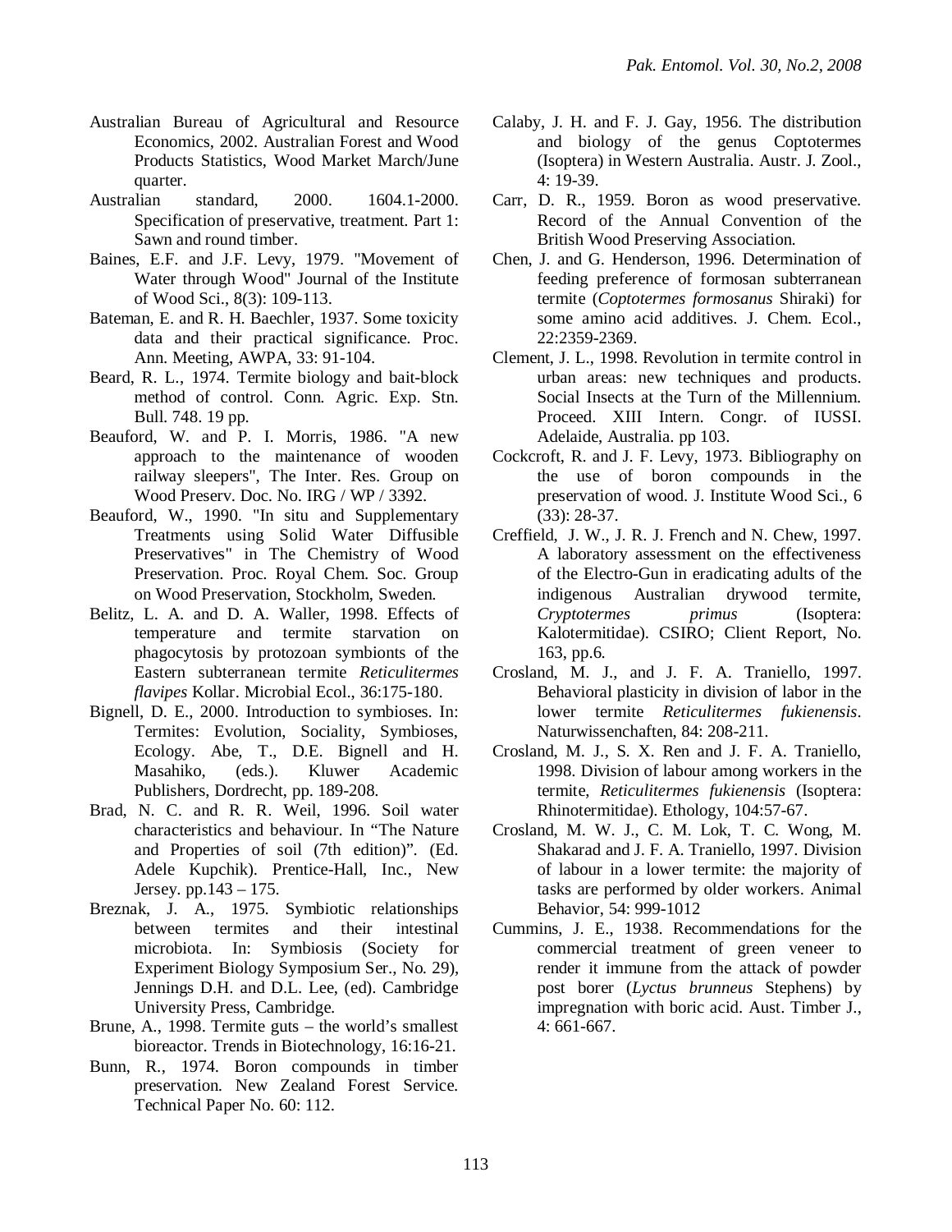Australian Bureau of Agricultural and Resource Economics, 2002. Australian Forest and Wood Products Statistics, Wood Market March/June quarter.

Australian standard, 2000. 1604.1-2000. Specification of preservative, treatment. Part 1: Sawn and round timber.

Baines, E.F. and J.F. Levy, 1979. "Movement of Water through Wood" Journal of the Institute of Wood Sci., 8(3): 109-113.

Bateman, E. and R. H. Baechler, 1937. Some toxicity data and their practical significance. Proc. Ann. Meeting, AWPA, 33: 91-104.

Beard, R. L., 1974. Termite biology and bait-block method of control. Conn. Agric. Exp. Stn. Bull. 748. 19 pp.

Beauford, W. and P. I. Morris, 1986. "A new approach to the maintenance of wooden railway sleepers", The Inter. Res. Group on Wood Preserv. Doc. No. IRG / WP / 3392.

Beauford, W., 1990. "In situ and Supplementary Treatments using Solid Water Diffusible Preservatives" in The Chemistry of Wood Preservation. Proc. Royal Chem. Soc. Group on Wood Preservation, Stockholm, Sweden.

Belitz, L. A. and D. A. Waller, 1998. Effects of temperature and termite starvation on phagocytosis by protozoan symbionts of the Eastern subterranean termite *Reticulitermes flavipes* Kollar. Microbial Ecol., 36:175-180.

Bignell, D. E., 2000. Introduction to symbioses. In: Termites: Evolution, Sociality, Symbioses, Ecology. Abe, T., D.E. Bignell and H. Masahiko, (eds.). Kluwer Academic Publishers, Dordrecht, pp. 189-208.

Brad, N. C. and R. R. Weil, 1996. Soil water characteristics and behaviour. In "The Nature and Properties of soil (7th edition)". (Ed. Adele Kupchik). Prentice-Hall, Inc., New Jersey. pp.143 – 175.

Breznak, J. A., 1975. Symbiotic relationships between termites and their intestinal microbiota. In: Symbiosis (Society for Experiment Biology Symposium Ser., No. 29), Jennings D.H. and D.L. Lee, (ed). Cambridge University Press, Cambridge.

Brune, A., 1998. Termite guts – the world's smallest bioreactor. Trends in Biotechnology, 16:16-21.

Bunn, R., 1974. Boron compounds in timber preservation. New Zealand Forest Service. Technical Paper No. 60: 112.

Calaby, J. H. and F. J. Gay, 1956. The distribution and biology of the genus Coptotermes (Isoptera) in Western Australia. Austr. J. Zool., 4: 19-39.

Carr, D. R., 1959. Boron as wood preservative. Record of the Annual Convention of the British Wood Preserving Association.

Chen, J. and G. Henderson, 1996. Determination of feeding preference of formosan subterranean termite (*Coptotermes formosanus* Shiraki) for some amino acid additives. J. Chem. Ecol., 22:2359-2369.

Clement, J. L., 1998. Revolution in termite control in urban areas: new techniques and products. Social Insects at the Turn of the Millennium. Proceed. XIII Intern. Congr. of IUSSI. Adelaide, Australia. pp 103.

Cockcroft, R. and J. F. Levy, 1973. Bibliography on the use of boron compounds in the preservation of wood. J. Institute Wood Sci., 6 (33): 28-37.

Creffield, J. W., J. R. J. French and N. Chew, 1997. A laboratory assessment on the effectiveness of the Electro-Gun in eradicating adults of the indigenous Australian drywood termite, *Cryptotermes primus* (Isoptera: Kalotermitidae). CSIRO; Client Report, No. 163, pp.6.

Crosland, M. J., and J. F. A. Traniello, 1997. Behavioral plasticity in division of labor in the lower termite *Reticulitermes fukienensis*. Naturwissenchaften, 84: 208-211.

Crosland, M. J., S. X. Ren and J. F. A. Traniello, 1998. Division of labour among workers in the termite, *Reticulitermes fukienensis* (Isoptera: Rhinotermitidae). Ethology, 104:57-67.

Crosland, M. W. J., C. M. Lok, T. C. Wong, M. Shakarad and J. F. A. Traniello, 1997. Division of labour in a lower termite: the majority of tasks are performed by older workers. Animal Behavior, 54: 999-1012

Cummins, J. E., 1938. Recommendations for the commercial treatment of green veneer to render it immune from the attack of powder post borer (*Lyctus brunneus* Stephens) by impregnation with boric acid. Aust. Timber J., 4: 661-667.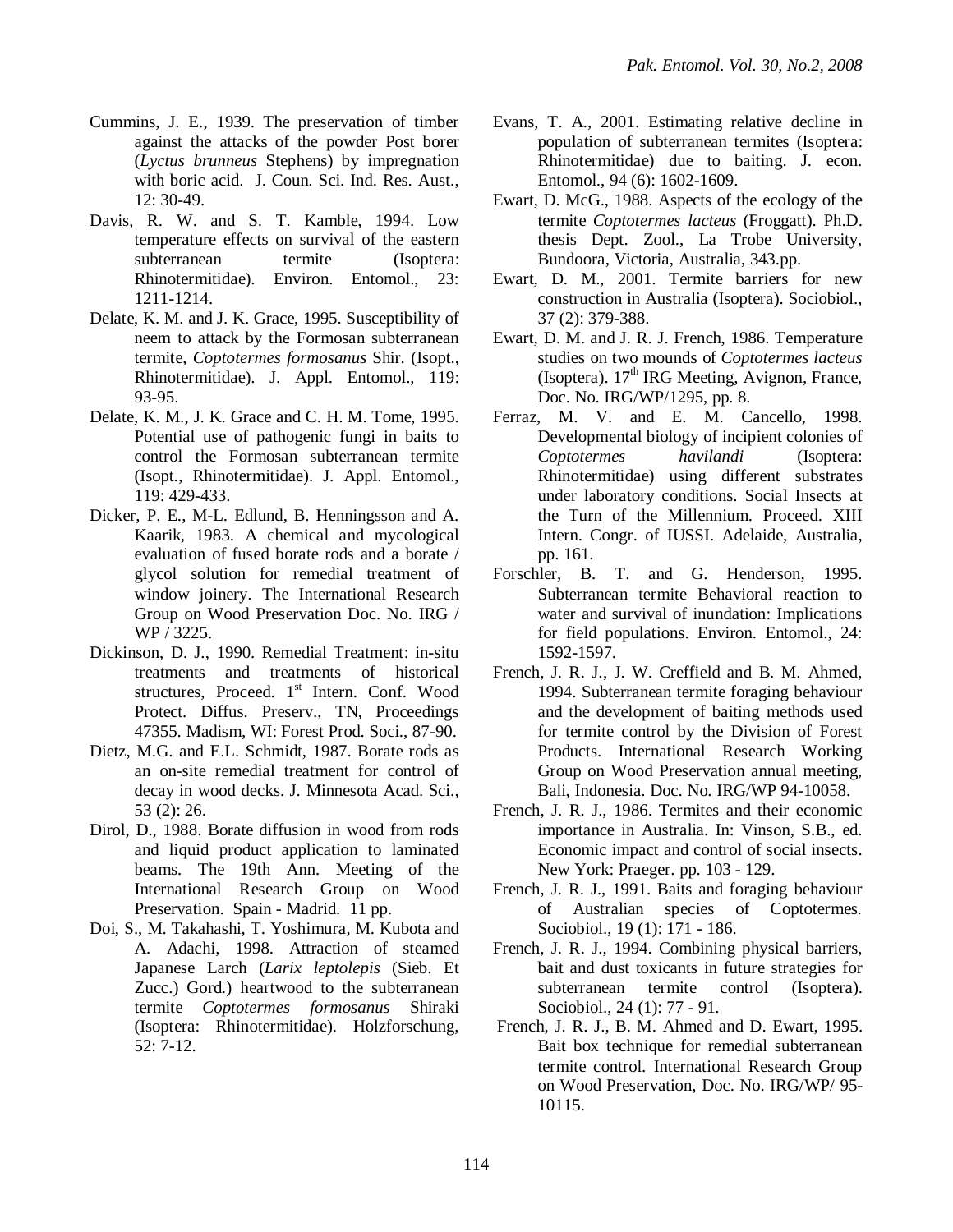Cummins, J. E., 1939. The preservation of timber against the attacks of the powder Post borer (*Lyctus brunneus* Stephens) by impregnation with boric acid. J. Coun. Sci. Ind. Res. Aust., 12: 30-49.

Davis, R. W. and S. T. Kamble, 1994. Low temperature effects on survival of the eastern subterranean termite (Isoptera: Rhinotermitidae). Environ. Entomol., 23: 1211-1214.

Delate, K. M. and J. K. Grace, 1995. Susceptibility of neem to attack by the Formosan subterranean termite, *Coptotermes formosanus* Shir. (Isopt., Rhinotermitidae). J. Appl. Entomol., 119: 93-95.

Delate, K. M., J. K. Grace and C. H. M. Tome, 1995. Potential use of pathogenic fungi in baits to control the Formosan subterranean termite (Isopt., Rhinotermitidae). J. Appl. Entomol., 119: 429-433.

Dicker, P. E., M-L. Edlund, B. Henningsson and A. Kaarik, 1983. A chemical and mycological evaluation of fused borate rods and a borate / glycol solution for remedial treatment of window joinery. The International Research Group on Wood Preservation Doc. No. IRG / WP / 3225.

Dickinson, D. J., 1990. Remedial Treatment: in-situ treatments and treatments of historical structures, Proceed. 1st Intern. Conf. Wood Protect. Diffus. Preserv., TN, Proceedings 47355. Madism, WI: Forest Prod. Soci., 87-90.

Dietz, M.G. and E.L. Schmidt, 1987. Borate rods as an on-site remedial treatment for control of decay in wood decks. J. Minnesota Acad. Sci., 53 (2): 26.

Dirol, D., 1988. Borate diffusion in wood from rods and liquid product application to laminated beams. The 19th Ann. Meeting of the International Research Group on Wood Preservation. Spain - Madrid. 11 pp.

Doi, S., M. Takahashi, T. Yoshimura, M. Kubota and A. Adachi, 1998. Attraction of steamed Japanese Larch (*Larix leptolepis* (Sieb. Et Zucc.) Gord.) heartwood to the subterranean termite *Coptotermes formosanus* Shiraki (Isoptera: Rhinotermitidae). Holzforschung, 52: 7-12.

Evans, T. A., 2001. Estimating relative decline in population of subterranean termites (Isoptera: Rhinotermitidae) due to baiting. J. econ. Entomol., 94 (6): 1602-1609.

Ewart, D. McG., 1988. Aspects of the ecology of the termite *Coptotermes lacteus* (Froggatt). Ph.D. thesis Dept. Zool., La Trobe University, Bundoora, Victoria, Australia, 343.pp.

Ewart, D. M., 2001. Termite barriers for new construction in Australia (Isoptera). Sociobiol., 37 (2): 379-388.

Ewart, D. M. and J. R. J. French, 1986. Temperature studies on two mounds of *Coptotermes lacteus* (Isoptera). 17th IRG Meeting, Avignon, France, Doc. No. IRG/WP/1295, pp. 8.

Ferraz, M. V. and E. M. Cancello, 1998. Developmental biology of incipient colonies of *Coptotermes havilandi* (Isoptera: Rhinotermitidae) using different substrates under laboratory conditions. Social Insects at the Turn of the Millennium. Proceed. XIII Intern. Congr. of IUSSI. Adelaide, Australia, pp. 161.

Forschler, B. T. and G. Henderson, 1995. Subterranean termite Behavioral reaction to water and survival of inundation: Implications for field populations. Environ. Entomol., 24: 1592-1597.

French, J. R. J., J. W. Creffield and B. M. Ahmed, 1994. Subterranean termite foraging behaviour and the development of baiting methods used for termite control by the Division of Forest Products. International Research Working Group on Wood Preservation annual meeting, Bali, Indonesia. Doc. No. IRG/WP 94-10058.

French, J. R. J., 1986. Termites and their economic importance in Australia. In: Vinson, S.B., ed. Economic impact and control of social insects. New York: Praeger. pp. 103 - 129.

French, J. R. J., 1991. Baits and foraging behaviour of Australian species of Coptotermes. Sociobiol., 19 (1): 171 - 186.

French, J. R. J., 1994. Combining physical barriers, bait and dust toxicants in future strategies for subterranean termite control (Isoptera). Sociobiol., 24 (1): 77 - 91.

French, J. R. J., B. M. Ahmed and D. Ewart, 1995. Bait box technique for remedial subterranean termite control. International Research Group on Wood Preservation, Doc. No. IRG/WP/ 95-10115.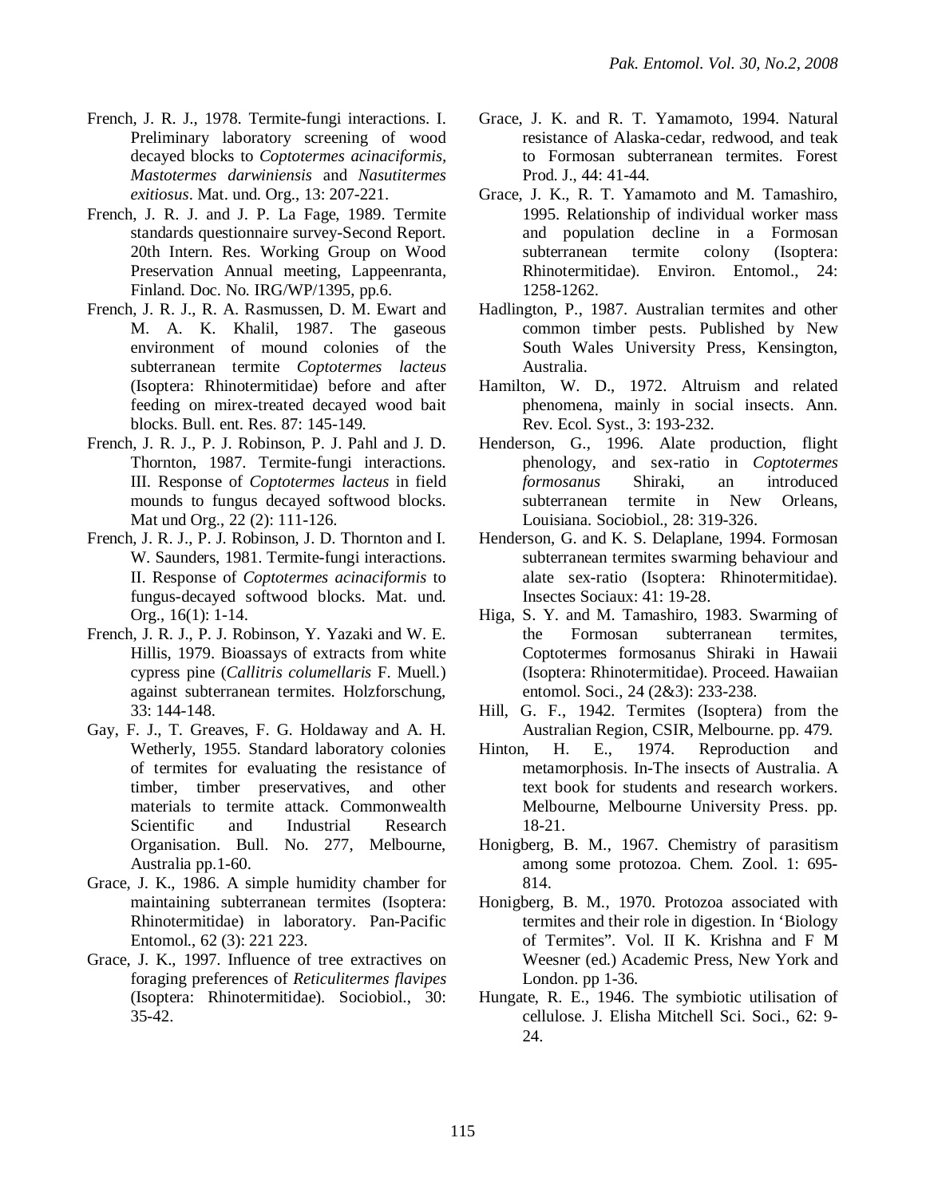French, J. R. J., 1978. Termite-fungi interactions. I. Preliminary laboratory screening of wood decayed blocks to *Coptotermes acinaciformis*, *Mastotermes darwiniensis* and *Nasutitermes exitiosus*. Mat. und. Org., 13: 207-221.

French, J. R. J. and J. P. La Fage, 1989. Termite standards questionnaire survey-Second Report. 20th Intern. Res. Working Group on Wood Preservation Annual meeting, Lappeenranta, Finland. Doc. No. IRG/WP/1395, pp.6.

French, J. R. J., R. A. Rasmussen, D. M. Ewart and M. A. K. Khalil, 1987. The gaseous environment of mound colonies of the subterranean termite *Coptotermes lacteus* (Isoptera: Rhinotermitidae) before and after feeding on mirex-treated decayed wood bait blocks. Bull. ent. Res. 87: 145-149.

French, J. R. J., P. J. Robinson, P. J. Pahl and J. D. Thornton, 1987. Termite-fungi interactions. III. Response of *Coptotermes lacteus* in field mounds to fungus decayed softwood blocks. Mat und Org., 22 (2): 111-126.

French, J. R. J., P. J. Robinson, J. D. Thornton and I. W. Saunders, 1981. Termite-fungi interactions. II. Response of *Coptotermes acinaciformis* to fungus-decayed softwood blocks. Mat. und. Org., 16(1): 1-14.

French, J. R. J., P. J. Robinson, Y. Yazaki and W. E. Hillis, 1979. Bioassays of extracts from white cypress pine (*Callitris columellaris* F. Muell.) against subterranean termites. Holzforschung, 33: 144-148.

Gay, F. J., T. Greaves, F. G. Holdaway and A. H. Wetherly, 1955. Standard laboratory colonies of termites for evaluating the resistance of timber, timber preservatives, and other materials to termite attack. Commonwealth Scientific and Industrial Research Organisation. Bull. No. 277, Melbourne, Australia pp.1-60.

Grace, J. K., 1986. A simple humidity chamber for maintaining subterranean termites (Isoptera: Rhinotermitidae) in laboratory. Pan-Pacific Entomol., 62 (3): 221 223.

Grace, J. K., 1997. Influence of tree extractives on foraging preferences of *Reticulitermes flavipes* (Isoptera: Rhinotermitidae). Sociobiol., 30: 35-42.

Grace, J. K. and R. T. Yamamoto, 1994. Natural resistance of Alaska-cedar, redwood, and teak to Formosan subterranean termites. Forest Prod. J., 44: 41-44.

Grace, J. K., R. T. Yamamoto and M. Tamashiro, 1995. Relationship of individual worker mass and population decline in a Formosan subterranean termite colony (Isoptera: Rhinotermitidae). Environ. Entomol., 24: 1258-1262.

Hadlington, P., 1987. Australian termites and other common timber pests. Published by New South Wales University Press, Kensington, Australia.

Hamilton, W. D., 1972. Altruism and related phenomena, mainly in social insects. Ann. Rev. Ecol. Syst., 3: 193-232.

Henderson, G., 1996. Alate production, flight phenology, and sex-ratio in *Coptotermes formosanus* Shiraki, an introduced subterranean termite in New Orleans, Louisiana. Sociobiol., 28: 319-326.

Henderson, G. and K. S. Delaplane, 1994. Formosan subterranean termites swarming behaviour and alate sex-ratio (Isoptera: Rhinotermitidae). Insectes Sociaux: 41: 19-28.

Higa, S. Y. and M. Tamashiro, 1983. Swarming of the Formosan subterranean termites, Coptotermes formosanus Shiraki in Hawaii (Isoptera: Rhinotermitidae). Proceed. Hawaiian entomol. Soci., 24 (2&3): 233-238.

Hill, G. F., 1942. Termites (Isoptera) from the Australian Region, CSIR, Melbourne. pp. 479.

Hinton, H. E., 1974. Reproduction and metamorphosis. In-The insects of Australia. A text book for students and research workers. Melbourne, Melbourne University Press. pp. 18-21.

Honigberg, B. M., 1967. Chemistry of parasitism among some protozoa. Chem. Zool. 1: 695-814.

Honigberg, B. M., 1970. Protozoa associated with termites and their role in digestion. In 'Biology of Termites". Vol. II K. Krishna and F M Weesner (ed.) Academic Press, New York and London. pp 1-36.

Hungate, R. E., 1946. The symbiotic utilisation of cellulose. J. Elisha Mitchell Sci. Soci., 62: 9-24.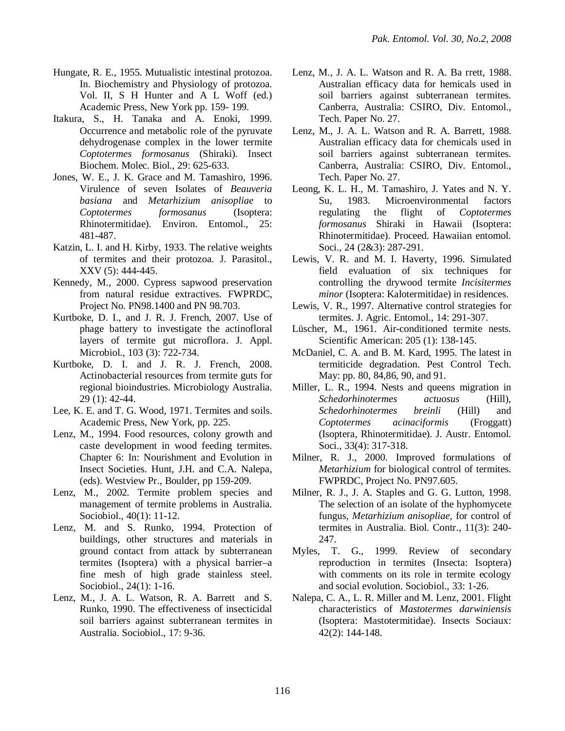Hungate, R. E., 1955. Mutualistic intestinal protozoa. In. Biochemistry and Physiology of protozoa. Vol. II, S H Hunter and A L Woff (ed.) Academic Press, New York pp. 159- 199.

Itakura, S., H. Tanaka and A. Enoki, 1999. Occurrence and metabolic role of the pyruvate dehydrogenase complex in the lower termite *Coptotermes formosanus* (Shiraki). Insect Biochem. Molec. Biol., 29: 625-633.

Jones, W. E., J. K. Grace and M. Tamashiro, 1996. Virulence of seven Isolates of *Beauveria basiana* and *Metarhizium anisopliae* to *Coptotermes formosanus* (Isoptera: Rhinotermitidae). Environ. Entomol., 25: 481-487.

Katzin, L. I. and H. Kirby, 1933. The relative weights of termites and their protozoa. J. Parasitol., XXV (5): 444-445.

Kennedy, M., 2000. Cypress sapwood preservation from natural residue extractives. FWPRDC, Project No. PN98.1400 and PN 98.703.

Kurtboke, D. I., and J. R. J. French, 2007. Use of phage battery to investigate the actinofloral layers of termite gut microflora. J. Appl. Microbiol., 103 (3): 722-734.

Kurtboke, D. I. and J. R. J. French, 2008. Actinobacterial resources from termite guts for regional bioindustries. Microbiology Australia. 29 (1): 42-44.

Lee, K. E. and T. G. Wood, 1971. Termites and soils. Academic Press, New York, pp. 225.

Lenz, M., 1994. Food resources, colony growth and caste development in wood feeding termites. Chapter 6: In: Nourishment and Evolution in Insect Societies. Hunt, J.H. and C.A. Nalepa, (eds). Westview Pr., Boulder, pp 159-209.

Lenz, M., 2002. Termite problem species and management of termite problems in Australia. Sociobiol., 40(1): 11-12.

Lenz, M. and S. Runko, 1994. Protection of buildings, other structures and materials in ground contact from attack by subterranean termites (Isoptera) with a physical barrier–a fine mesh of high grade stainless steel. Sociobiol., 24(1): 1-16.

Lenz, M., J. A. L. Watson, R. A. Barrett and S. Runko, 1990. The effectiveness of insecticidal soil barriers against subterranean termites in Australia. Sociobiol., 17: 9-36.

Lenz, M., J. A. L. Watson and R. A. Ba rrett, 1988. Australian efficacy data for hemicals used in soil barriers against subterranean termites. Canberra, Australia: CSIRO, Div. Entomol., Tech. Paper No. 27.

Lenz, M., J. A. L. Watson and R. A. Barrett, 1988. Australian efficacy data for chemicals used in soil barriers against subterranean termites. Canberra, Australia: CSIRO, Div. Entomol., Tech. Paper No. 27.

Leong, K. L. H., M. Tamashiro, J. Yates and N. Y. Su, 1983. Microenvironmental factors regulating the flight of *Coptotermes formosanus* Shiraki in Hawaii (Isoptera: Rhinotermitidae). Proceed. Hawaiian entomol. Soci., 24 (2&3): 287-291.

Lewis, V. R. and M. I. Haverty, 1996. Simulated field evaluation of six techniques for controlling the drywood termite *Incisitermes minor* (Isoptera: Kalotermitidae) in residences.

Lewis, V. R., 1997. Alternative control strategies for termites. J. Agric. Entomol., 14: 291-307.

Lüscher, M., 1961. Air-conditioned termite nests. Scientific American: 205 (1): 138-145.

McDaniel, C. A. and B. M. Kard, 1995. The latest in termiticide degradation. Pest Control Tech. May: pp. 80, 84,86, 90, and 91.

Miller, L. R., 1994. Nests and queens migration in *Schedorhinotermes actuosus* (Hill), *Schedorhinotermes breinli* (Hill) and *Coptotermes acinaciformis* (Froggatt) (Isoptera, Rhinotermitidae). J. Austr. Entomol. Soci., 33(4): 317-318.

Milner, R. J., 2000. Improved formulations of *Metarhizium* for biological control of termites. FWPRDC, Project No. PN97.605.

Milner, R. J., J. A. Staples and G. G. Lutton, 1998. The selection of an isolate of the hyphomycete fungus, *Metarhizium anisopliae*, for control of termites in Australia. Biol. Contr., 11(3): 240-247.

Myles, T. G., 1999. Review of secondary reproduction in termites (Insecta: Isoptera) with comments on its role in termite ecology and social evolution. Sociobiol., 33: 1-26.

Nalepa, C. A., L. R. Miller and M. Lenz, 2001. Flight characteristics of *Mastotermes darwiniensis* (Isoptera: Mastotermitidae). Insects Sociaux: 42(2): 144-148.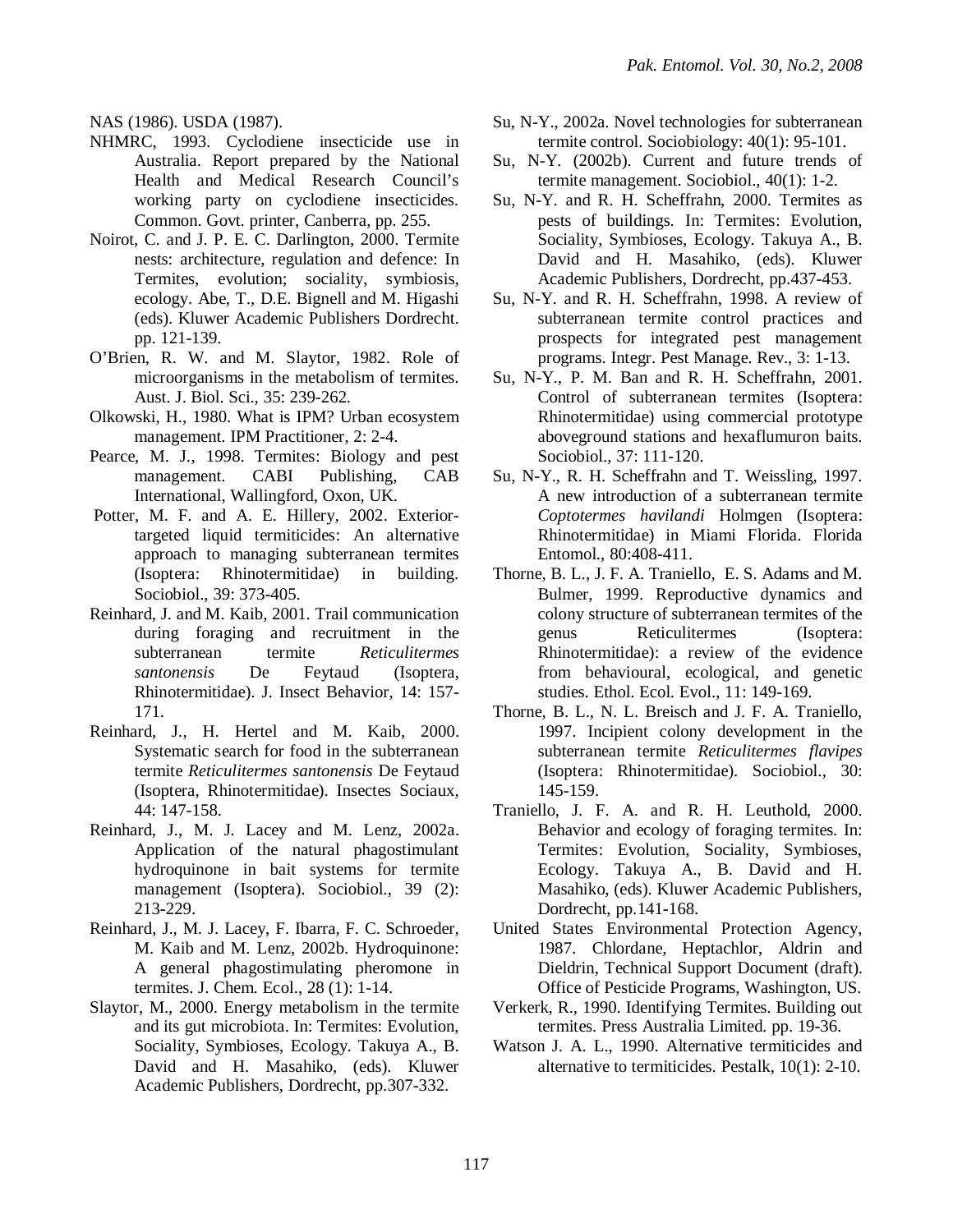NAS (1986). USDA (1987).

NHMRC, 1993. Cyclodiene insecticide use in Australia. Report prepared by the National Health and Medical Research Council's working party on cyclodiene insecticides. Common. Govt. printer, Canberra, pp. 255.

Noirot, C. and J. P. E. C. Darlington, 2000. Termite nests: architecture, regulation and defence: In Termites, evolution; sociality, symbiosis, ecology. Abe, T., D.E. Bignell and M. Higashi (eds). Kluwer Academic Publishers Dordrecht. pp. 121-139.

O'Brien, R. W. and M. Slaytor, 1982. Role of microorganisms in the metabolism of termites. Aust. J. Biol. Sci., 35: 239-262.

Olkowski, H., 1980. What is IPM? Urban ecosystem management. IPM Practitioner, 2: 2-4.

Pearce, M. J., 1998. Termites: Biology and pest management. CABI Publishing, CAB International, Wallingford, Oxon, UK.

Potter, M. F. and A. E. Hillery, 2002. Exterior-targeted liquid termiticides: An alternative approach to managing subterranean termites (Isoptera: Rhinotermitidae) in building. Sociobiol., 39: 373-405.

Reinhard, J. and M. Kaib, 2001. Trail communication during foraging and recruitment in the subterranean termite *Reticulitermes santonensis* De Feytaud (Isoptera, Rhinotermitidae). J. Insect Behavior, 14: 157-171.

Reinhard, J., H. Hertel and M. Kaib, 2000. Systematic search for food in the subterranean termite *Reticulitermes santonensis* De Feytaud (Isoptera, Rhinotermitidae). Insectes Sociaux, 44: 147-158.

Reinhard, J., M. J. Lacey and M. Lenz, 2002a. Application of the natural phagostimulant hydroquinone in bait systems for termite management (Isoptera). Sociobiol., 39 (2): 213-229.

Reinhard, J., M. J. Lacey, F. Ibarra, F. C. Schroeder, M. Kaib and M. Lenz, 2002b. Hydroquinone: A general phagostimulating pheromone in termites. J. Chem. Ecol., 28 (1): 1-14.

Slaytor, M., 2000. Energy metabolism in the termite and its gut microbiota. In: Termites: Evolution, Sociality, Symbioses, Ecology. Takuya A., B. David and H. Masahiko, (eds). Kluwer Academic Publishers, Dordrecht, pp.307-332.

Su, N-Y., 2002a. Novel technologies for subterranean termite control. Sociobiology: 40(1): 95-101.

Su, N-Y. (2002b). Current and future trends of termite management. Sociobiol., 40(1): 1-2.

Su, N-Y. and R. H. Scheffrahn, 2000. Termites as pests of buildings. In: Termites: Evolution, Sociality, Symbioses, Ecology. Takuya A., B. David and H. Masahiko, (eds). Kluwer Academic Publishers, Dordrecht, pp.437-453.

Su, N-Y. and R. H. Scheffrahn, 1998. A review of subterranean termite control practices and prospects for integrated pest management programs. Integr. Pest Manage. Rev., 3: 1-13.

Su, N-Y., P. M. Ban and R. H. Scheffrahn, 2001. Control of subterranean termites (Isoptera: Rhinotermitidae) using commercial prototype aboveground stations and hexaflumuron baits. Sociobiol., 37: 111-120.

Su, N-Y., R. H. Scheffrahn and T. Weissling, 1997. A new introduction of a subterranean termite *Coptotermes havilandi* Holmgen (Isoptera: Rhinotermitidae) in Miami Florida. Florida Entomol., 80:408-411.

Thorne, B. L., J. F. A. Traniello, E. S. Adams and M. Bulmer, 1999. Reproductive dynamics and colony structure of subterranean termites of the genus Reticulitermes (Isoptera: Rhinotermitidae): a review of the evidence from behavioural, ecological, and genetic studies. Ethol. Ecol. Evol., 11: 149-169.

Thorne, B. L., N. L. Breisch and J. F. A. Traniello, 1997. Incipient colony development in the subterranean termite *Reticulitermes flavipes* (Isoptera: Rhinotermitidae). Sociobiol., 30: 145-159.

Traniello, J. F. A. and R. H. Leuthold, 2000. Behavior and ecology of foraging termites. In: Termites: Evolution, Sociality, Symbioses, Ecology. Takuya A., B. David and H. Masahiko, (eds). Kluwer Academic Publishers, Dordrecht, pp.141-168.

United States Environmental Protection Agency, 1987. Chlordane, Heptachlor, Aldrin and Dieldrin, Technical Support Document (draft). Office of Pesticide Programs, Washington, US.

Verkerk, R., 1990. Identifying Termites. Building out termites. Press Australia Limited. pp. 19-36.

Watson J. A. L., 1990. Alternative termiticides and alternative to termiticides. Pestalk, 10(1): 2-10.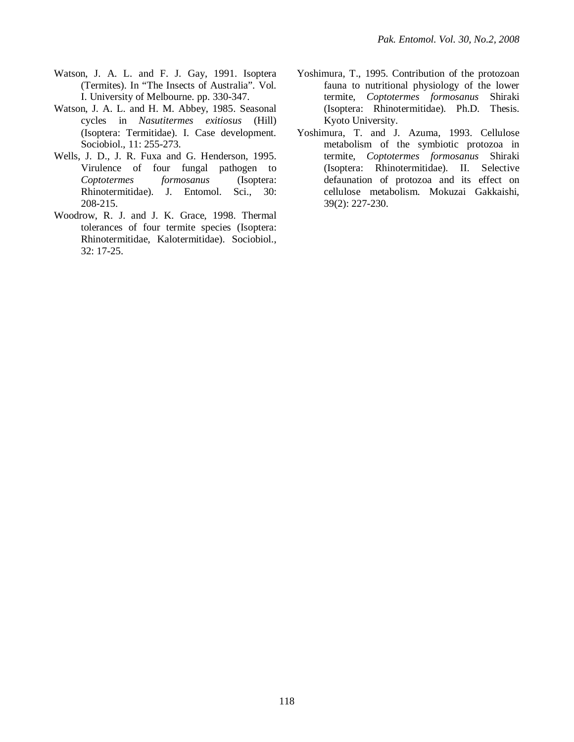Watson, J. A. L. and F. J. Gay, 1991. Isoptera (Termites). In “The Insects of Australia”. Vol. I. University of Melbourne. pp. 330-347.

Watson, J. A. L. and H. M. Abbey, 1985. Seasonal cycles in *Nasutitermes exitiosus* (Hill) (Isoptera: Termitidae). I. Case development. Sociobiol., 11: 255-273.

Wells, J. D., J. R. Fuxa and G. Henderson, 1995. Virulence of four fungal pathogen to *Coptotermes formosanus* (Isoptera: Rhinotermitidae). J. Entomol. Sci., 30: 208-215.

Woodrow, R. J. and J. K. Grace, 1998. Thermal tolerances of four termite species (Isoptera: Rhinotermitidae, Kalotermitidae). Sociobiol., 32: 17-25.

Yoshimura, T., 1995. Contribution of the protozoan fauna to nutritional physiology of the lower termite, *Coptotermes formosanus* Shiraki (Isoptera: Rhinotermitidae). Ph.D. Thesis. Kyoto University.

Yoshimura, T. and J. Azuma, 1993. Cellulose metabolism of the symbiotic protozoa in termite, *Coptotermes formosanus* Shiraki (Isoptera: Rhinotermitidae). II. Selective defaunation of protozoa and its effect on cellulose metabolism. Mokuzai Gakkaishi, 39(2): 227-230.